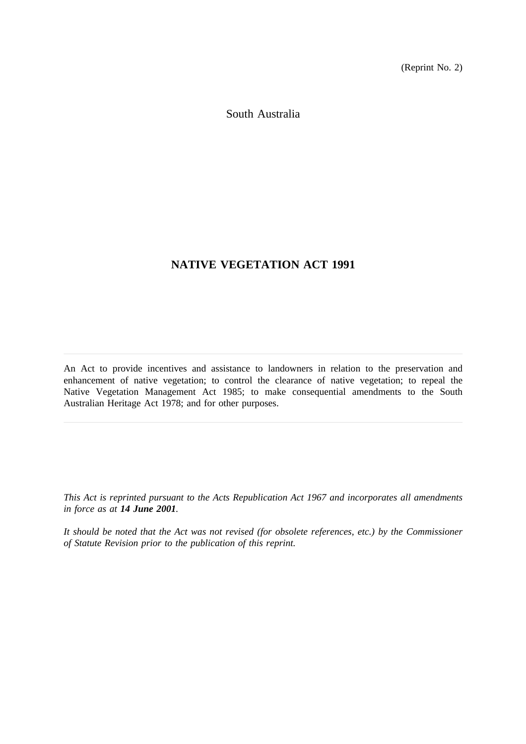(Reprint No. 2)

South Australia

# NATIVE VEGETATION ACT 1991

---

An Act to provide incentives and assistance to landowners in relation to the preservation and enhancement of native vegetation; to control the clearance of native vegetation; to repeal the Native Vegetation Management Act 1985; to make consequential amendments to the South Australian Heritage Act 1978; and for other purposes.

---

*This Act is reprinted pursuant to the Acts Republication Act 1967 and incorporates all amendments in force as at **14 June 2001**.*

*It should be noted that the Act was not revised (for obsolete references, etc.) by the Commissioner of Statute Revision prior to the publication of this reprint.*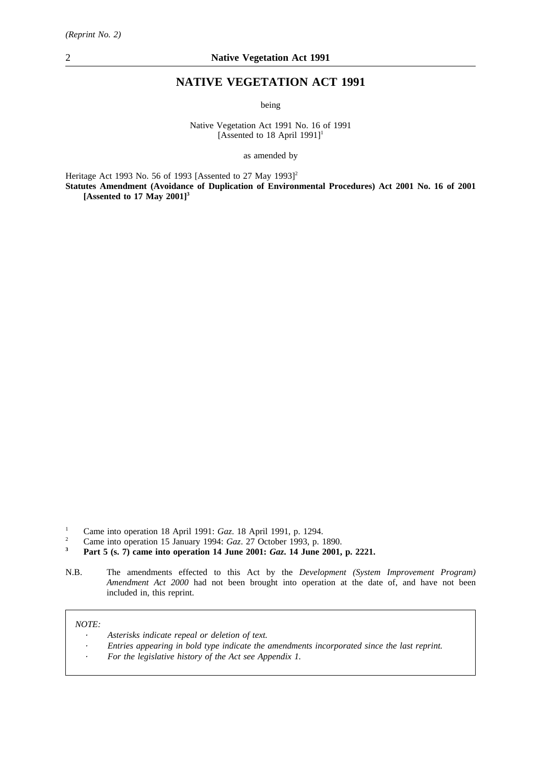*(Reprint No. 2)*

# NATIVE VEGETATION ACT 1991

being

Native Vegetation Act 1991 No. 16 of 1991
[Assented to 18 April 1991][1]

as amended by

Heritage Act 1993 No. 56 of 1993 [Assented to 27 May 1993][2]

**Statutes Amendment (Avoidance of Duplication of Environmental Procedures) Act 2001 No. 16 of 2001 [Assented to 17 May 2001][3]**

[1] Came into operation 18 April 1991: *Gaz*. 18 April 1991, p. 1294.

[2] Came into operation 15 January 1994: *Gaz*. 27 October 1993, p. 1890.

**[3] Part 5 (s. 7) came into operation 14 June 2001: *Gaz*. 14 June 2001, p. 2221.**

N.B. The amendments effected to this Act by the *Development (System Improvement Program) Amendment Act 2000* had not been brought into operation at the date of, and have not been included in, this reprint.

*NOTE:*

- *Asterisks indicate repeal or deletion of text.*
- *Entries appearing in bold type indicate the amendments incorporated since the last reprint.*
- *For the legislative history of the Act see Appendix 1.*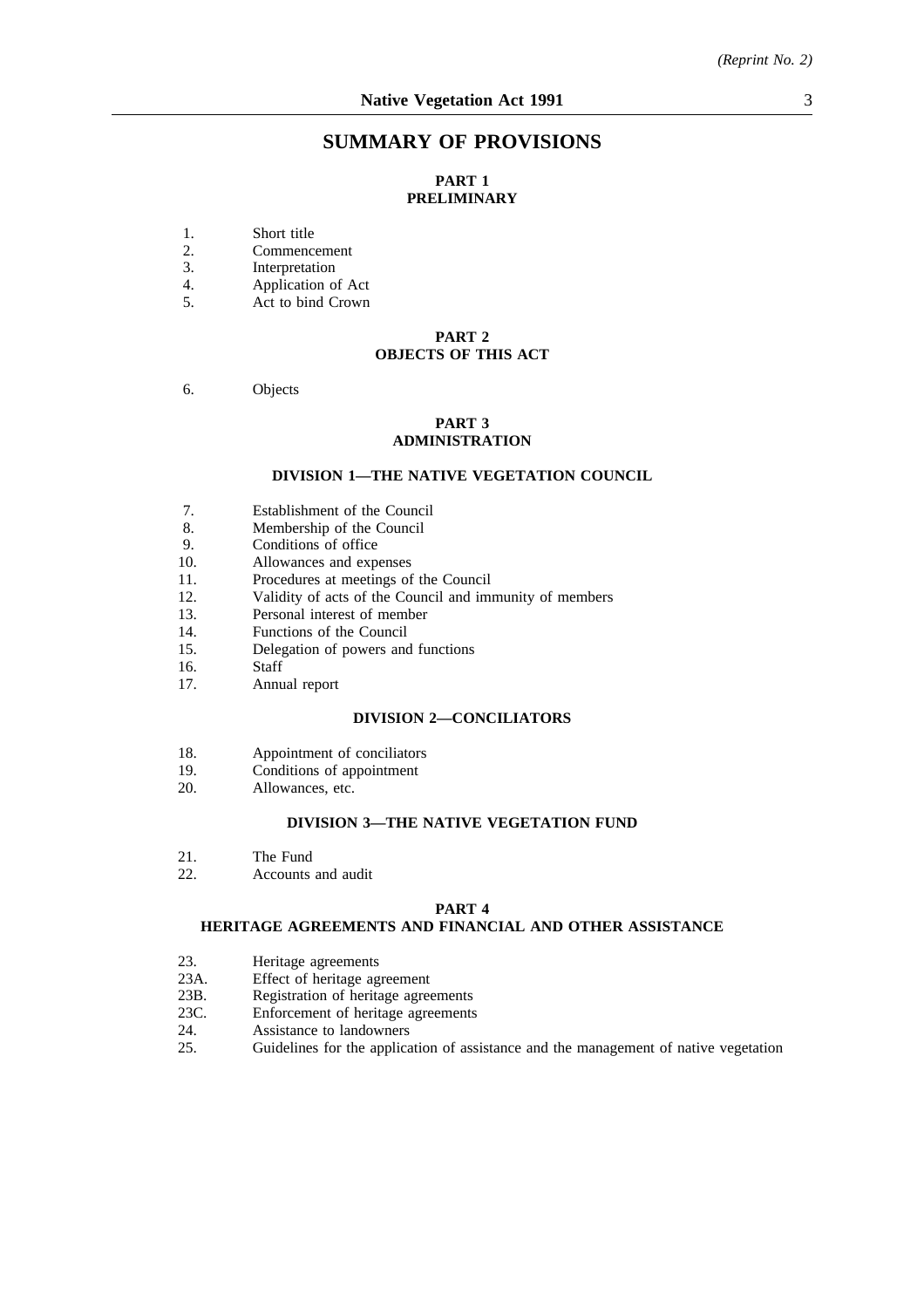# SUMMARY OF PROVISIONS

## PART 1
## PRELIMINARY

1. Short title
2. Commencement
3. Interpretation
4. Application of Act
5. Act to bind Crown

## PART 2
## OBJECTS OF THIS ACT

6. Objects

## PART 3
## ADMINISTRATION

### DIVISION 1—THE NATIVE VEGETATION COUNCIL

7. Establishment of the Council
8. Membership of the Council
9. Conditions of office
10. Allowances and expenses
11. Procedures at meetings of the Council
12. Validity of acts of the Council and immunity of members
13. Personal interest of member
14. Functions of the Council
15. Delegation of powers and functions
16. Staff
17. Annual report

### DIVISION 2—CONCILIATORS

18. Appointment of conciliators
19. Conditions of appointment
20. Allowances, etc.

### DIVISION 3—THE NATIVE VEGETATION FUND

21. The Fund
22. Accounts and audit

## PART 4
## HERITAGE AGREEMENTS AND FINANCIAL AND OTHER ASSISTANCE

23. Heritage agreements
23A. Effect of heritage agreement
23B. Registration of heritage agreements
23C. Enforcement of heritage agreements
24. Assistance to landowners
25. Guidelines for the application of assistance and the management of native vegetation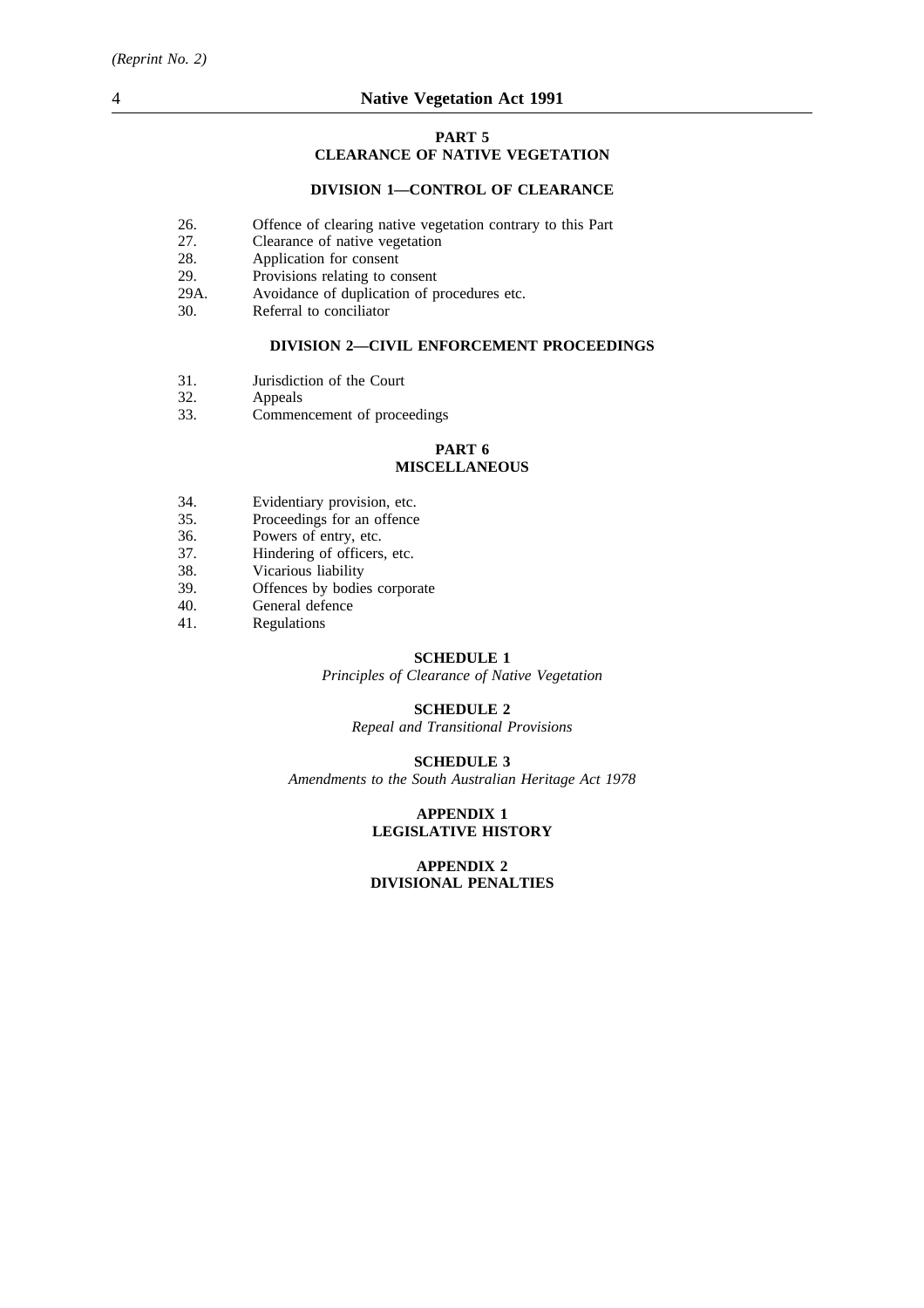## PART 5
## CLEARANCE OF NATIVE VEGETATION

### DIVISION 1—CONTROL OF CLEARANCE

26. Offence of clearing native vegetation contrary to this Part
27. Clearance of native vegetation
28. Application for consent
29. Provisions relating to consent
29A. Avoidance of duplication of procedures etc.
30. Referral to conciliator

### DIVISION 2—CIVIL ENFORCEMENT PROCEEDINGS

31. Jurisdiction of the Court
32. Appeals
33. Commencement of proceedings

## PART 6
## MISCELLANEOUS

34. Evidentiary provision, etc.
35. Proceedings for an offence
36. Powers of entry, etc.
37. Hindering of officers, etc.
38. Vicarious liability
39. Offences by bodies corporate
40. General defence
41. Regulations

**SCHEDULE 1**

*Principles of Clearance of Native Vegetation*

**SCHEDULE 2**

*Repeal and Transitional Provisions*

**SCHEDULE 3**

*Amendments to the South Australian Heritage Act 1978*

**APPENDIX 1**
**LEGISLATIVE HISTORY**

**APPENDIX 2**
**DIVISIONAL PENALTIES**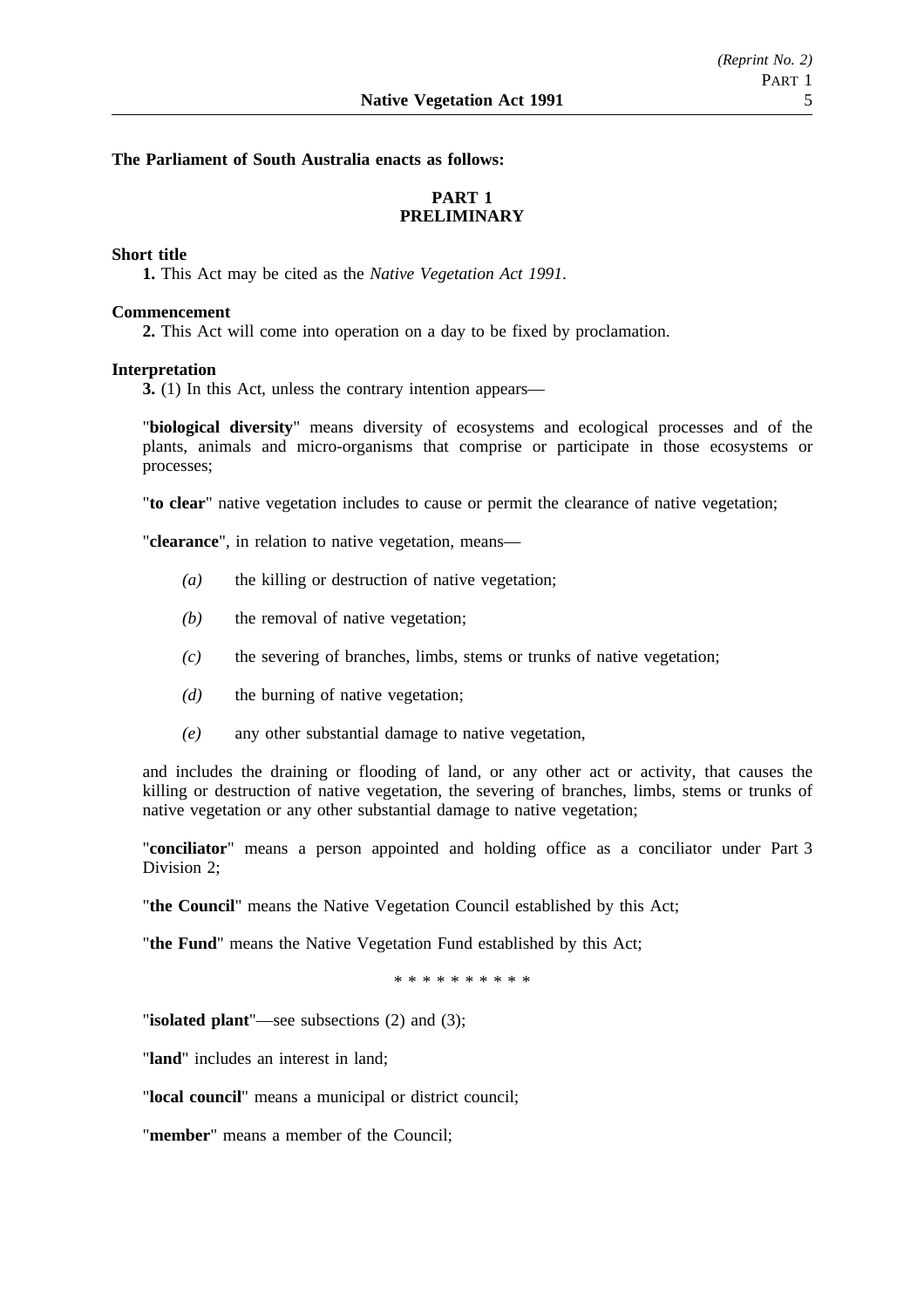**The Parliament of South Australia enacts as follows:**

## PART 1
## PRELIMINARY

**Short title**

**1.** This Act may be cited as the *Native Vegetation Act 1991*.

**Commencement**

**2.** This Act will come into operation on a day to be fixed by proclamation.

**Interpretation**

**3.** (1) In this Act, unless the contrary intention appears—

"**biological diversity**" means diversity of ecosystems and ecological processes and of the plants, animals and micro-organisms that comprise or participate in those ecosystems or processes;

"**to clear**" native vegetation includes to cause or permit the clearance of native vegetation;

"**clearance**", in relation to native vegetation, means—

*(a)* the killing or destruction of native vegetation;

*(b)* the removal of native vegetation;

*(c)* the severing of branches, limbs, stems or trunks of native vegetation;

*(d)* the burning of native vegetation;

*(e)* any other substantial damage to native vegetation,

and includes the draining or flooding of land, or any other act or activity, that causes the killing or destruction of native vegetation, the severing of branches, limbs, stems or trunks of native vegetation or any other substantial damage to native vegetation;

"**conciliator**" means a person appointed and holding office as a conciliator under Part 3 Division 2;

"**the Council**" means the Native Vegetation Council established by this Act;

"**the Fund**" means the Native Vegetation Fund established by this Act;

\* \* \* \* \* \* \* \* \* \*

"**isolated plant**"—see subsections (2) and (3);

"**land**" includes an interest in land;

"**local council**" means a municipal or district council;

"**member**" means a member of the Council;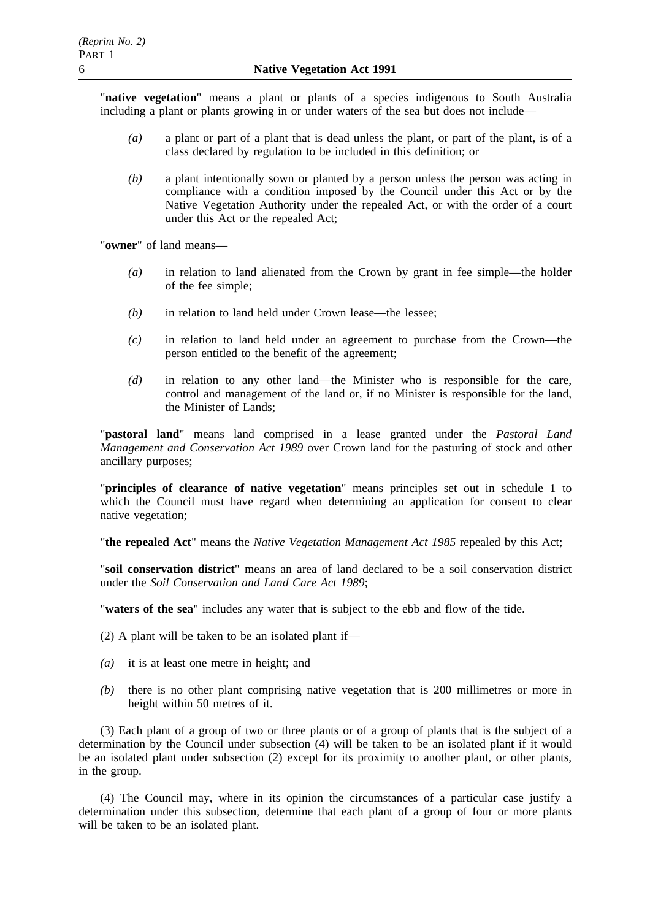"**native vegetation**" means a plant or plants of a species indigenous to South Australia including a plant or plants growing in or under waters of the sea but does not include—

*(a)* a plant or part of a plant that is dead unless the plant, or part of the plant, is of a class declared by regulation to be included in this definition; or

*(b)* a plant intentionally sown or planted by a person unless the person was acting in compliance with a condition imposed by the Council under this Act or by the Native Vegetation Authority under the repealed Act, or with the order of a court under this Act or the repealed Act;

"**owner**" of land means—

*(a)* in relation to land alienated from the Crown by grant in fee simple—the holder of the fee simple;

*(b)* in relation to land held under Crown lease—the lessee;

*(c)* in relation to land held under an agreement to purchase from the Crown—the person entitled to the benefit of the agreement;

*(d)* in relation to any other land—the Minister who is responsible for the care, control and management of the land or, if no Minister is responsible for the land, the Minister of Lands;

"**pastoral land**" means land comprised in a lease granted under the *Pastoral Land Management and Conservation Act 1989* over Crown land for the pasturing of stock and other ancillary purposes;

"**principles of clearance of native vegetation**" means principles set out in schedule 1 to which the Council must have regard when determining an application for consent to clear native vegetation;

"**the repealed Act**" means the *Native Vegetation Management Act 1985* repealed by this Act;

"**soil conservation district**" means an area of land declared to be a soil conservation district under the *Soil Conservation and Land Care Act 1989*;

"**waters of the sea**" includes any water that is subject to the ebb and flow of the tide.

(2) A plant will be taken to be an isolated plant if—

*(a)* it is at least one metre in height; and

*(b)* there is no other plant comprising native vegetation that is 200 millimetres or more in height within 50 metres of it.

(3) Each plant of a group of two or three plants or of a group of plants that is the subject of a determination by the Council under subsection (4) will be taken to be an isolated plant if it would be an isolated plant under subsection (2) except for its proximity to another plant, or other plants, in the group.

(4) The Council may, where in its opinion the circumstances of a particular case justify a determination under this subsection, determine that each plant of a group of four or more plants will be taken to be an isolated plant.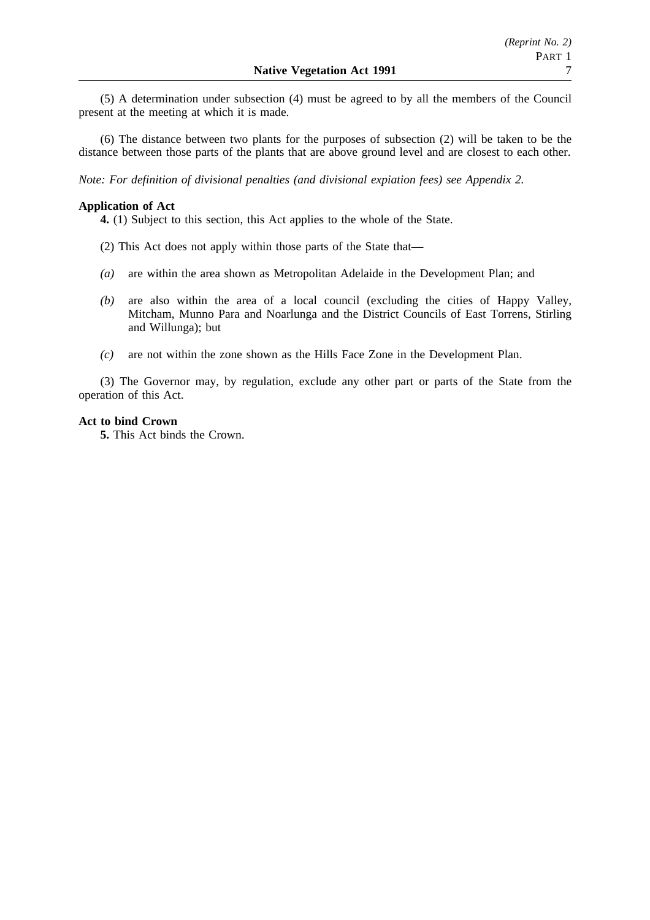(5) A determination under subsection (4) must be agreed to by all the members of the Council present at the meeting at which it is made.

(6) The distance between two plants for the purposes of subsection (2) will be taken to be the distance between those parts of the plants that are above ground level and are closest to each other.

*Note: For definition of divisional penalties (and divisional expiation fees) see Appendix 2.*

**Application of Act**

**4.** (1) Subject to this section, this Act applies to the whole of the State.

(2) This Act does not apply within those parts of the State that—

*(a)* are within the area shown as Metropolitan Adelaide in the Development Plan; and

*(b)* are also within the area of a local council (excluding the cities of Happy Valley, Mitcham, Munno Para and Noarlunga and the District Councils of East Torrens, Stirling and Willunga); but

*(c)* are not within the zone shown as the Hills Face Zone in the Development Plan.

(3) The Governor may, by regulation, exclude any other part or parts of the State from the operation of this Act.

**Act to bind Crown**

**5.** This Act binds the Crown.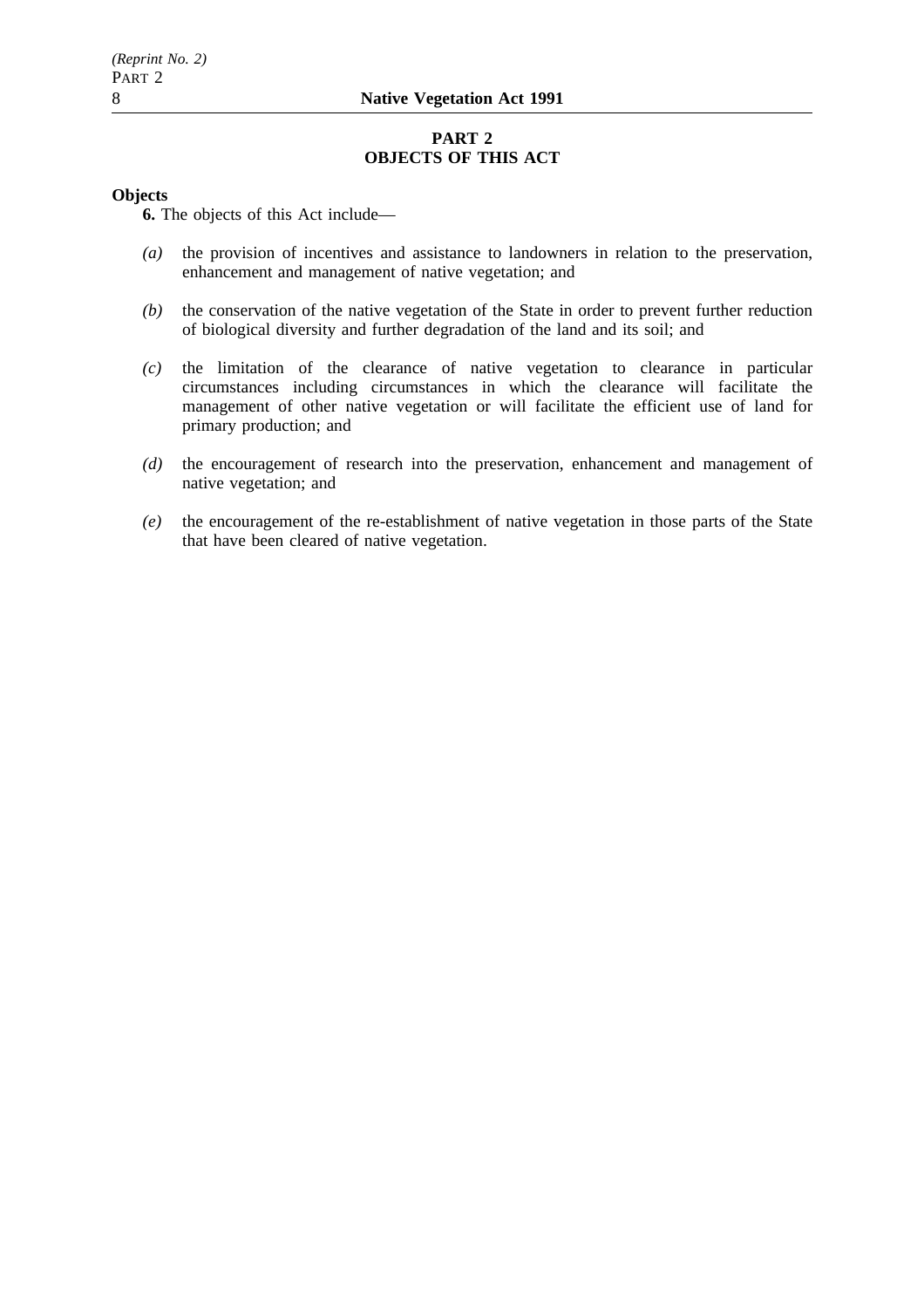## PART 2
## OBJECTS OF THIS ACT

**Objects**

**6.** The objects of this Act include—

*(a)* the provision of incentives and assistance to landowners in relation to the preservation, enhancement and management of native vegetation; and

*(b)* the conservation of the native vegetation of the State in order to prevent further reduction of biological diversity and further degradation of the land and its soil; and

*(c)* the limitation of the clearance of native vegetation to clearance in particular circumstances including circumstances in which the clearance will facilitate the management of other native vegetation or will facilitate the efficient use of land for primary production; and

*(d)* the encouragement of research into the preservation, enhancement and management of native vegetation; and

*(e)* the encouragement of the re-establishment of native vegetation in those parts of the State that have been cleared of native vegetation.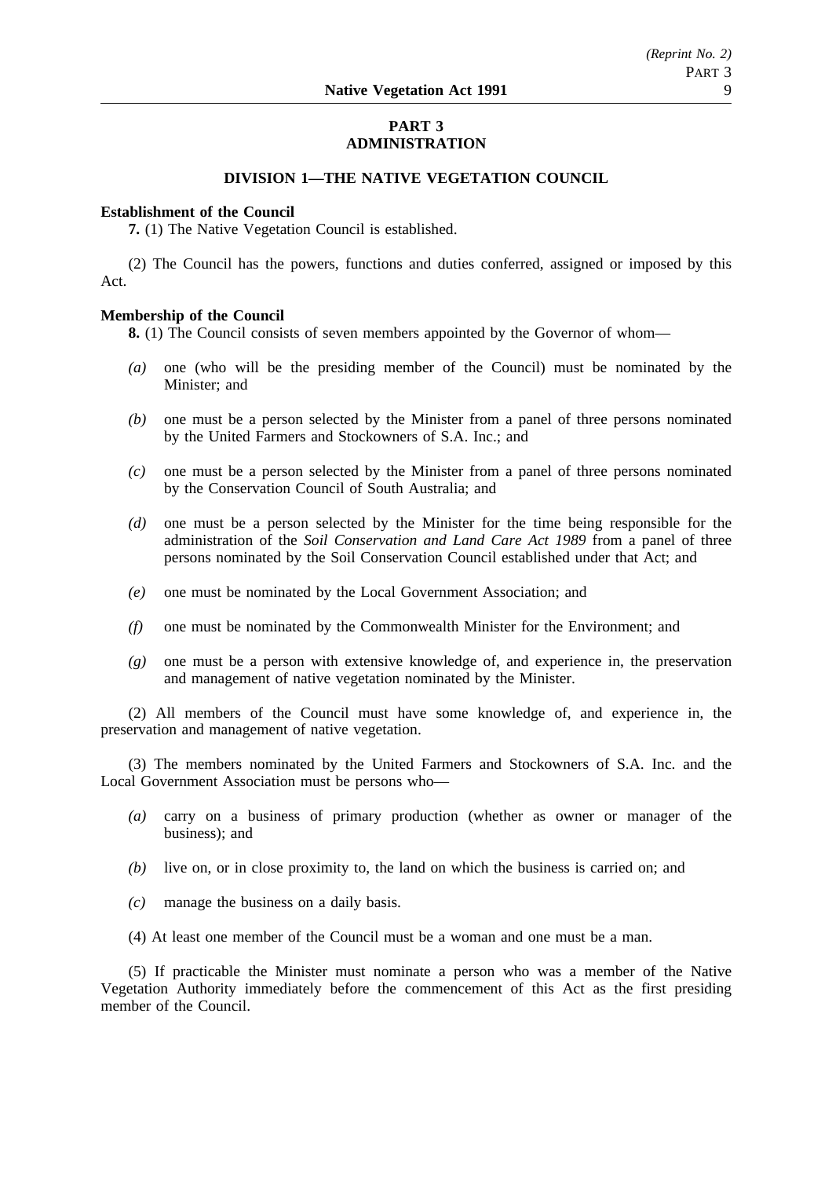# PART 3
# ADMINISTRATION

## DIVISION 1—THE NATIVE VEGETATION COUNCIL

**Establishment of the Council**

**7.** (1) The Native Vegetation Council is established.

(2) The Council has the powers, functions and duties conferred, assigned or imposed by this Act.

**Membership of the Council**

**8.** (1) The Council consists of seven members appointed by the Governor of whom—

*(a)* one (who will be the presiding member of the Council) must be nominated by the Minister; and

*(b)* one must be a person selected by the Minister from a panel of three persons nominated by the United Farmers and Stockowners of S.A. Inc.; and

*(c)* one must be a person selected by the Minister from a panel of three persons nominated by the Conservation Council of South Australia; and

*(d)* one must be a person selected by the Minister for the time being responsible for the administration of the *Soil Conservation and Land Care Act 1989* from a panel of three persons nominated by the Soil Conservation Council established under that Act; and

*(e)* one must be nominated by the Local Government Association; and

*(f)* one must be nominated by the Commonwealth Minister for the Environment; and

*(g)* one must be a person with extensive knowledge of, and experience in, the preservation and management of native vegetation nominated by the Minister.

(2) All members of the Council must have some knowledge of, and experience in, the preservation and management of native vegetation.

(3) The members nominated by the United Farmers and Stockowners of S.A. Inc. and the Local Government Association must be persons who—

*(a)* carry on a business of primary production (whether as owner or manager of the business); and

*(b)* live on, or in close proximity to, the land on which the business is carried on; and

*(c)* manage the business on a daily basis.

(4) At least one member of the Council must be a woman and one must be a man.

(5) If practicable the Minister must nominate a person who was a member of the Native Vegetation Authority immediately before the commencement of this Act as the first presiding member of the Council.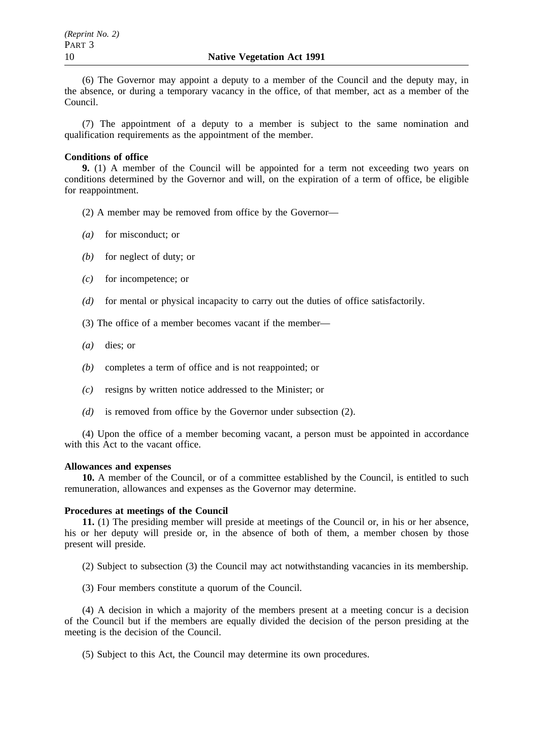(6) The Governor may appoint a deputy to a member of the Council and the deputy may, in the absence, or during a temporary vacancy in the office, of that member, act as a member of the Council.

(7) The appointment of a deputy to a member is subject to the same nomination and qualification requirements as the appointment of the member.

**Conditions of office**

**9.** (1) A member of the Council will be appointed for a term not exceeding two years on conditions determined by the Governor and will, on the expiration of a term of office, be eligible for reappointment.

(2) A member may be removed from office by the Governor—

*(a)* for misconduct; or

*(b)* for neglect of duty; or

*(c)* for incompetence; or

*(d)* for mental or physical incapacity to carry out the duties of office satisfactorily.

(3) The office of a member becomes vacant if the member—

*(a)* dies; or

*(b)* completes a term of office and is not reappointed; or

*(c)* resigns by written notice addressed to the Minister; or

*(d)* is removed from office by the Governor under subsection (2).

(4) Upon the office of a member becoming vacant, a person must be appointed in accordance with this Act to the vacant office.

**Allowances and expenses**

**10.** A member of the Council, or of a committee established by the Council, is entitled to such remuneration, allowances and expenses as the Governor may determine.

**Procedures at meetings of the Council**

**11.** (1) The presiding member will preside at meetings of the Council or, in his or her absence, his or her deputy will preside or, in the absence of both of them, a member chosen by those present will preside.

(2) Subject to subsection (3) the Council may act notwithstanding vacancies in its membership.

(3) Four members constitute a quorum of the Council.

(4) A decision in which a majority of the members present at a meeting concur is a decision of the Council but if the members are equally divided the decision of the person presiding at the meeting is the decision of the Council.

(5) Subject to this Act, the Council may determine its own procedures.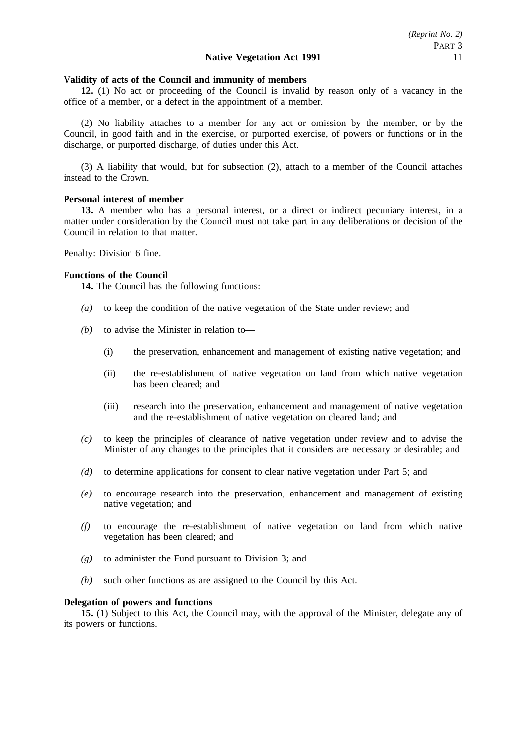**Validity of acts of the Council and immunity of members**

**12.** (1) No act or proceeding of the Council is invalid by reason only of a vacancy in the office of a member, or a defect in the appointment of a member.

(2) No liability attaches to a member for any act or omission by the member, or by the Council, in good faith and in the exercise, or purported exercise, of powers or functions or in the discharge, or purported discharge, of duties under this Act.

(3) A liability that would, but for subsection (2), attach to a member of the Council attaches instead to the Crown.

**Personal interest of member**

**13.** A member who has a personal interest, or a direct or indirect pecuniary interest, in a matter under consideration by the Council must not take part in any deliberations or decision of the Council in relation to that matter.

Penalty: Division 6 fine.

**Functions of the Council**

**14.** The Council has the following functions:

*(a)* to keep the condition of the native vegetation of the State under review; and

*(b)* to advise the Minister in relation to—

 (i) the preservation, enhancement and management of existing native vegetation; and

 (ii) the re-establishment of native vegetation on land from which native vegetation has been cleared; and

 (iii) research into the preservation, enhancement and management of native vegetation and the re-establishment of native vegetation on cleared land; and

*(c)* to keep the principles of clearance of native vegetation under review and to advise the Minister of any changes to the principles that it considers are necessary or desirable; and

*(d)* to determine applications for consent to clear native vegetation under Part 5; and

*(e)* to encourage research into the preservation, enhancement and management of existing native vegetation; and

*(f)* to encourage the re-establishment of native vegetation on land from which native vegetation has been cleared; and

*(g)* to administer the Fund pursuant to Division 3; and

*(h)* such other functions as are assigned to the Council by this Act.

**Delegation of powers and functions**

**15.** (1) Subject to this Act, the Council may, with the approval of the Minister, delegate any of its powers or functions.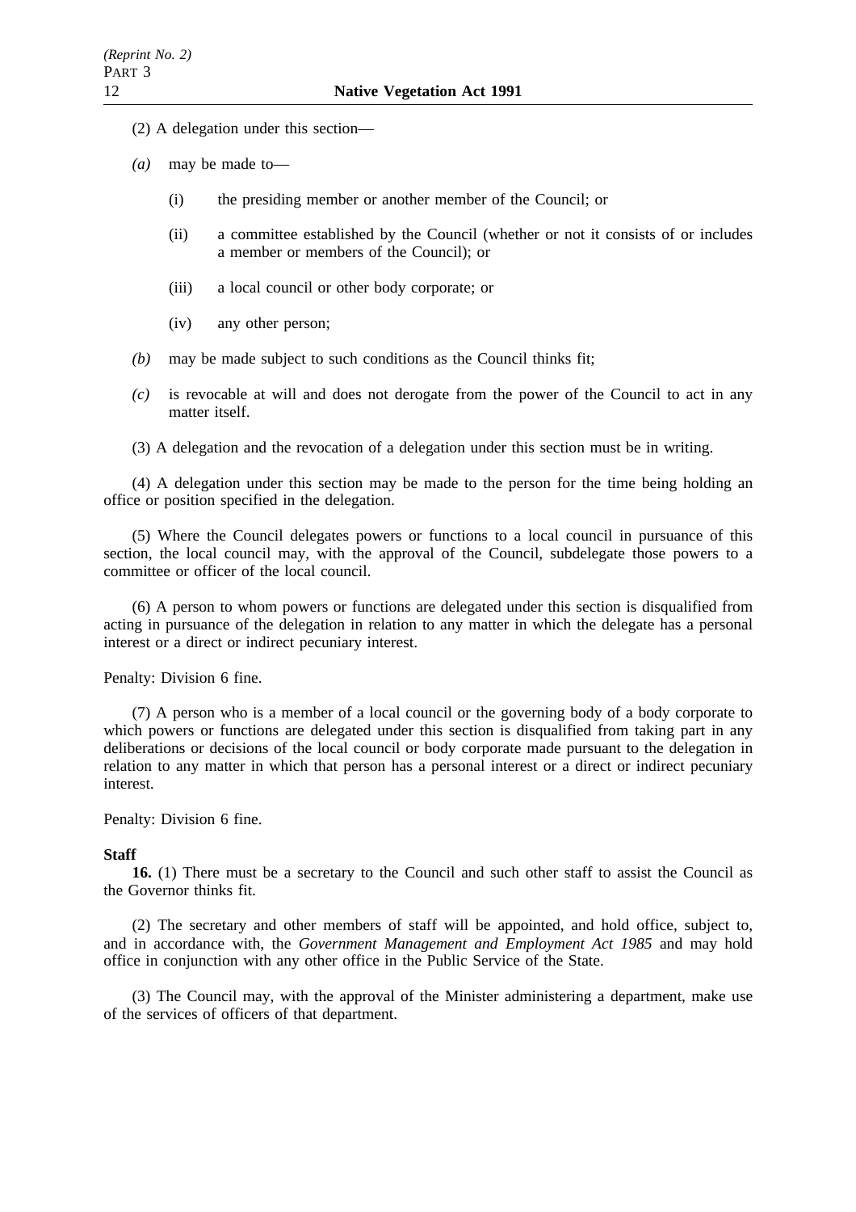(2) A delegation under this section—

*(a)* may be made to—

(i) the presiding member or another member of the Council; or

(ii) a committee established by the Council (whether or not it consists of or includes a member or members of the Council); or

(iii) a local council or other body corporate; or

(iv) any other person;

*(b)* may be made subject to such conditions as the Council thinks fit;

*(c)* is revocable at will and does not derogate from the power of the Council to act in any matter itself.

(3) A delegation and the revocation of a delegation under this section must be in writing.

(4) A delegation under this section may be made to the person for the time being holding an office or position specified in the delegation.

(5) Where the Council delegates powers or functions to a local council in pursuance of this section, the local council may, with the approval of the Council, subdelegate those powers to a committee or officer of the local council.

(6) A person to whom powers or functions are delegated under this section is disqualified from acting in pursuance of the delegation in relation to any matter in which the delegate has a personal interest or a direct or indirect pecuniary interest.

Penalty: Division 6 fine.

(7) A person who is a member of a local council or the governing body of a body corporate to which powers or functions are delegated under this section is disqualified from taking part in any deliberations or decisions of the local council or body corporate made pursuant to the delegation in relation to any matter in which that person has a personal interest or a direct or indirect pecuniary interest.

Penalty: Division 6 fine.

**Staff**

**16.** (1) There must be a secretary to the Council and such other staff to assist the Council as the Governor thinks fit.

(2) The secretary and other members of staff will be appointed, and hold office, subject to, and in accordance with, the *Government Management and Employment Act 1985* and may hold office in conjunction with any other office in the Public Service of the State.

(3) The Council may, with the approval of the Minister administering a department, make use of the services of officers of that department.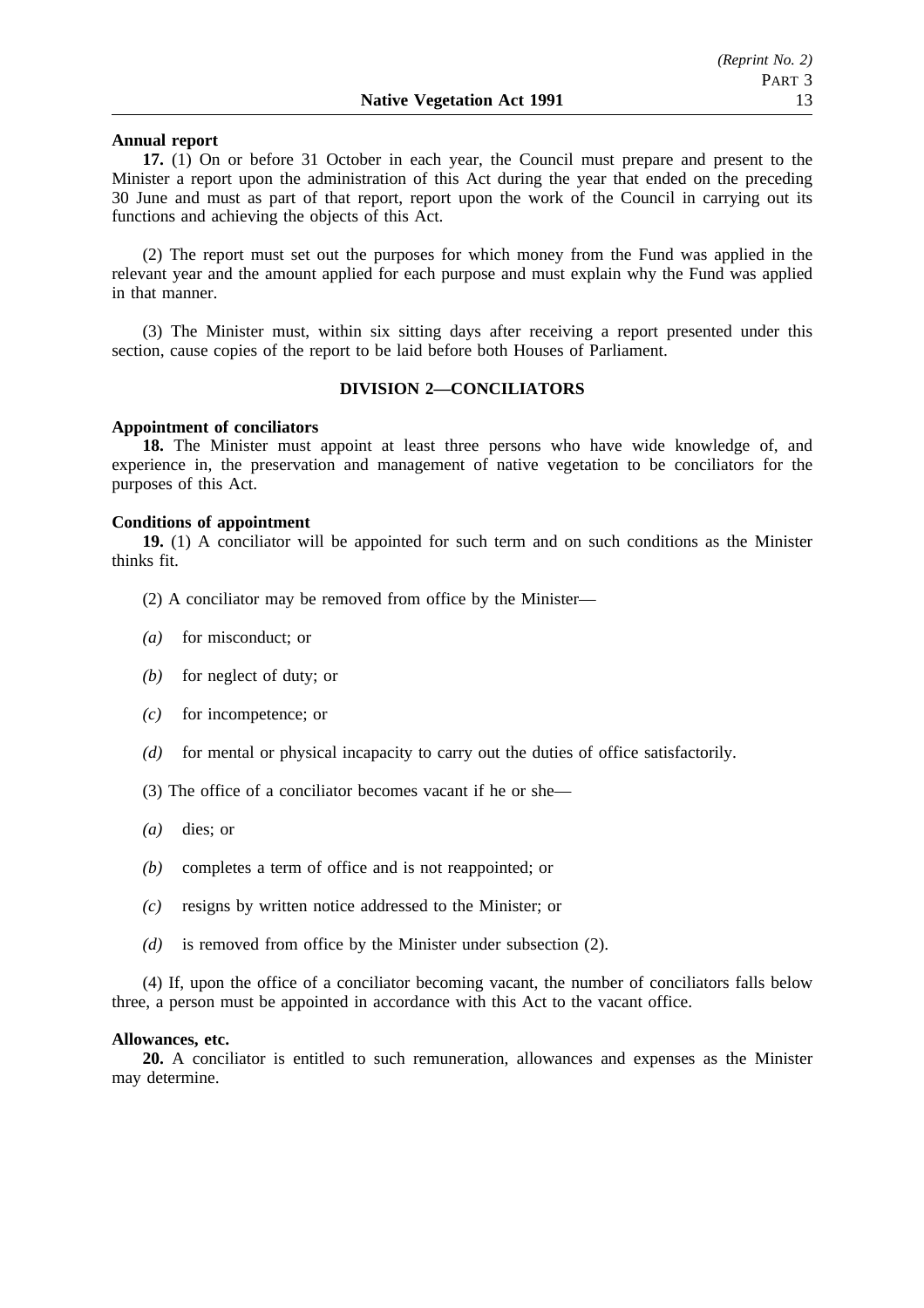**Annual report**

**17.** (1) On or before 31 October in each year, the Council must prepare and present to the Minister a report upon the administration of this Act during the year that ended on the preceding 30 June and must as part of that report, report upon the work of the Council in carrying out its functions and achieving the objects of this Act.

(2) The report must set out the purposes for which money from the Fund was applied in the relevant year and the amount applied for each purpose and must explain why the Fund was applied in that manner.

(3) The Minister must, within six sitting days after receiving a report presented under this section, cause copies of the report to be laid before both Houses of Parliament.

## DIVISION 2—CONCILIATORS

**Appointment of conciliators**

**18.** The Minister must appoint at least three persons who have wide knowledge of, and experience in, the preservation and management of native vegetation to be conciliators for the purposes of this Act.

**Conditions of appointment**

**19.** (1) A conciliator will be appointed for such term and on such conditions as the Minister thinks fit.

(2) A conciliator may be removed from office by the Minister—

*(a)* for misconduct; or

*(b)* for neglect of duty; or

*(c)* for incompetence; or

*(d)* for mental or physical incapacity to carry out the duties of office satisfactorily.

(3) The office of a conciliator becomes vacant if he or she—

*(a)* dies; or

*(b)* completes a term of office and is not reappointed; or

*(c)* resigns by written notice addressed to the Minister; or

*(d)* is removed from office by the Minister under subsection (2).

(4) If, upon the office of a conciliator becoming vacant, the number of conciliators falls below three, a person must be appointed in accordance with this Act to the vacant office.

**Allowances, etc.**

**20.** A conciliator is entitled to such remuneration, allowances and expenses as the Minister may determine.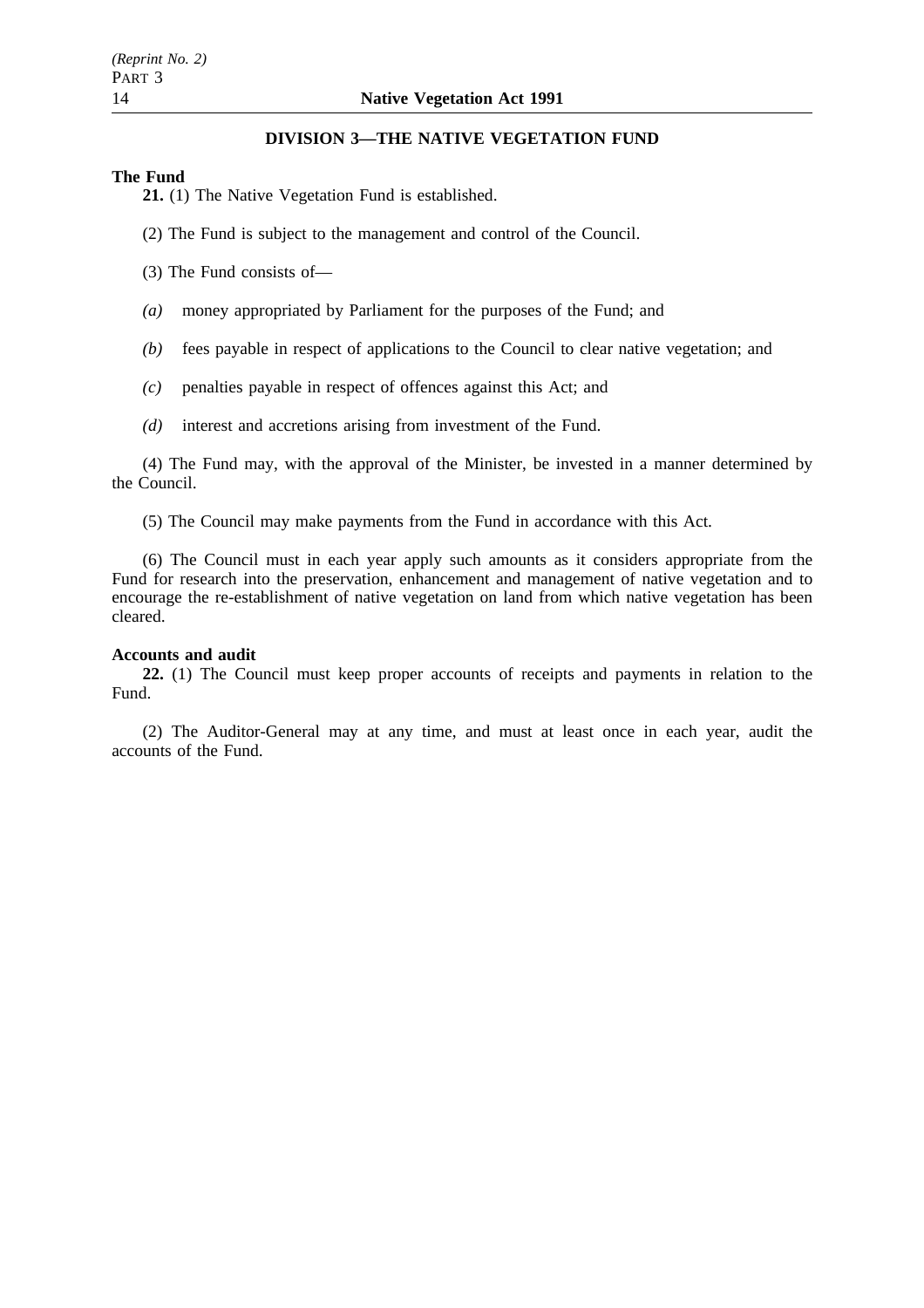## DIVISION 3—THE NATIVE VEGETATION FUND

**The Fund**

**21.** (1) The Native Vegetation Fund is established.

(2) The Fund is subject to the management and control of the Council.

(3) The Fund consists of—

*(a)* money appropriated by Parliament for the purposes of the Fund; and

*(b)* fees payable in respect of applications to the Council to clear native vegetation; and

*(c)* penalties payable in respect of offences against this Act; and

*(d)* interest and accretions arising from investment of the Fund.

(4) The Fund may, with the approval of the Minister, be invested in a manner determined by the Council.

(5) The Council may make payments from the Fund in accordance with this Act.

(6) The Council must in each year apply such amounts as it considers appropriate from the Fund for research into the preservation, enhancement and management of native vegetation and to encourage the re-establishment of native vegetation on land from which native vegetation has been cleared.

**Accounts and audit**

**22.** (1) The Council must keep proper accounts of receipts and payments in relation to the Fund.

(2) The Auditor-General may at any time, and must at least once in each year, audit the accounts of the Fund.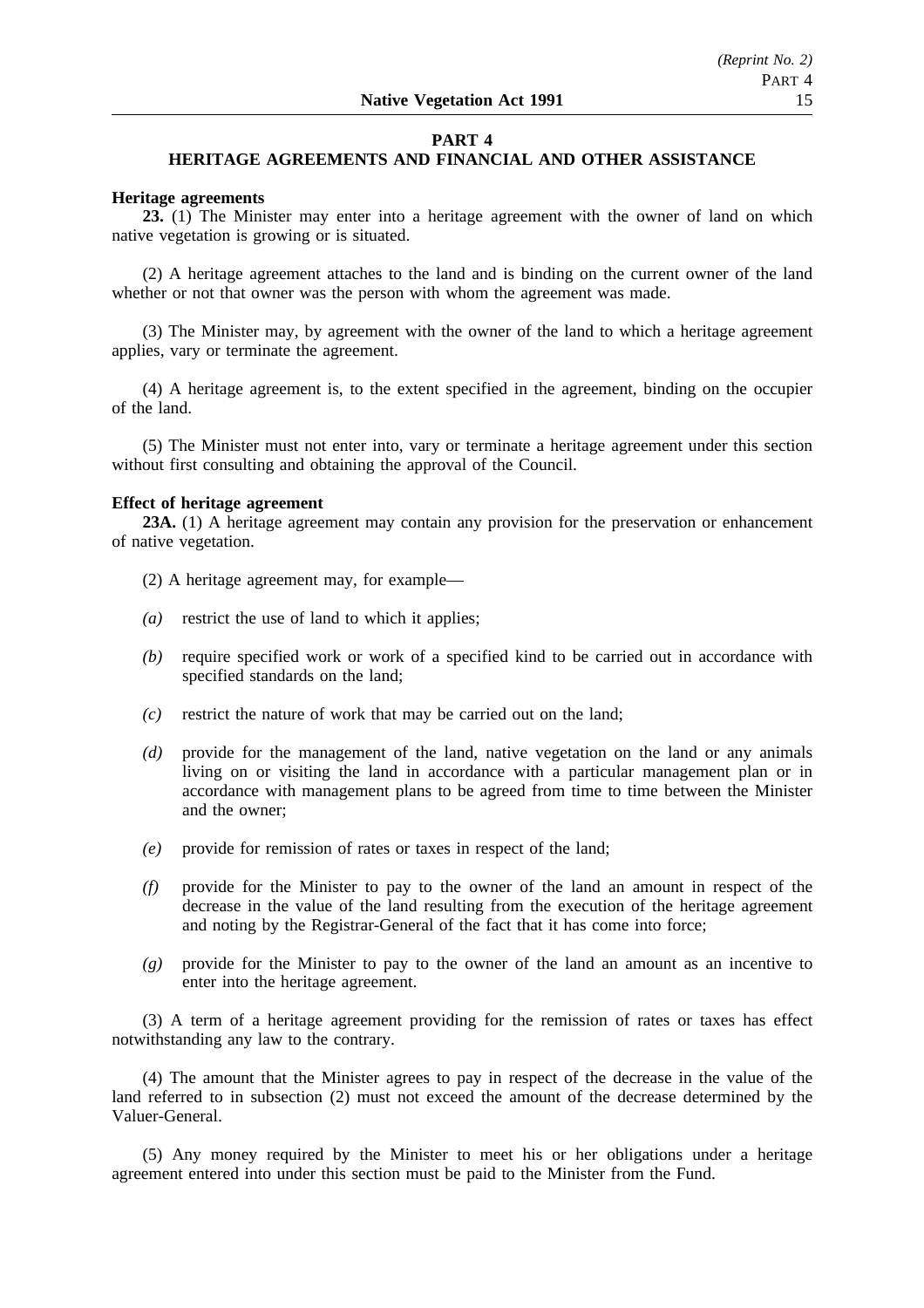## PART 4
## HERITAGE AGREEMENTS AND FINANCIAL AND OTHER ASSISTANCE

**Heritage agreements**

**23.** (1) The Minister may enter into a heritage agreement with the owner of land on which native vegetation is growing or is situated.

(2) A heritage agreement attaches to the land and is binding on the current owner of the land whether or not that owner was the person with whom the agreement was made.

(3) The Minister may, by agreement with the owner of the land to which a heritage agreement applies, vary or terminate the agreement.

(4) A heritage agreement is, to the extent specified in the agreement, binding on the occupier of the land.

(5) The Minister must not enter into, vary or terminate a heritage agreement under this section without first consulting and obtaining the approval of the Council.

**Effect of heritage agreement**

**23A.** (1) A heritage agreement may contain any provision for the preservation or enhancement of native vegetation.

(2) A heritage agreement may, for example—

*(a)* restrict the use of land to which it applies;

*(b)* require specified work or work of a specified kind to be carried out in accordance with specified standards on the land;

*(c)* restrict the nature of work that may be carried out on the land;

*(d)* provide for the management of the land, native vegetation on the land or any animals living on or visiting the land in accordance with a particular management plan or in accordance with management plans to be agreed from time to time between the Minister and the owner;

*(e)* provide for remission of rates or taxes in respect of the land;

*(f)* provide for the Minister to pay to the owner of the land an amount in respect of the decrease in the value of the land resulting from the execution of the heritage agreement and noting by the Registrar-General of the fact that it has come into force;

*(g)* provide for the Minister to pay to the owner of the land an amount as an incentive to enter into the heritage agreement.

(3) A term of a heritage agreement providing for the remission of rates or taxes has effect notwithstanding any law to the contrary.

(4) The amount that the Minister agrees to pay in respect of the decrease in the value of the land referred to in subsection (2) must not exceed the amount of the decrease determined by the Valuer-General.

(5) Any money required by the Minister to meet his or her obligations under a heritage agreement entered into under this section must be paid to the Minister from the Fund.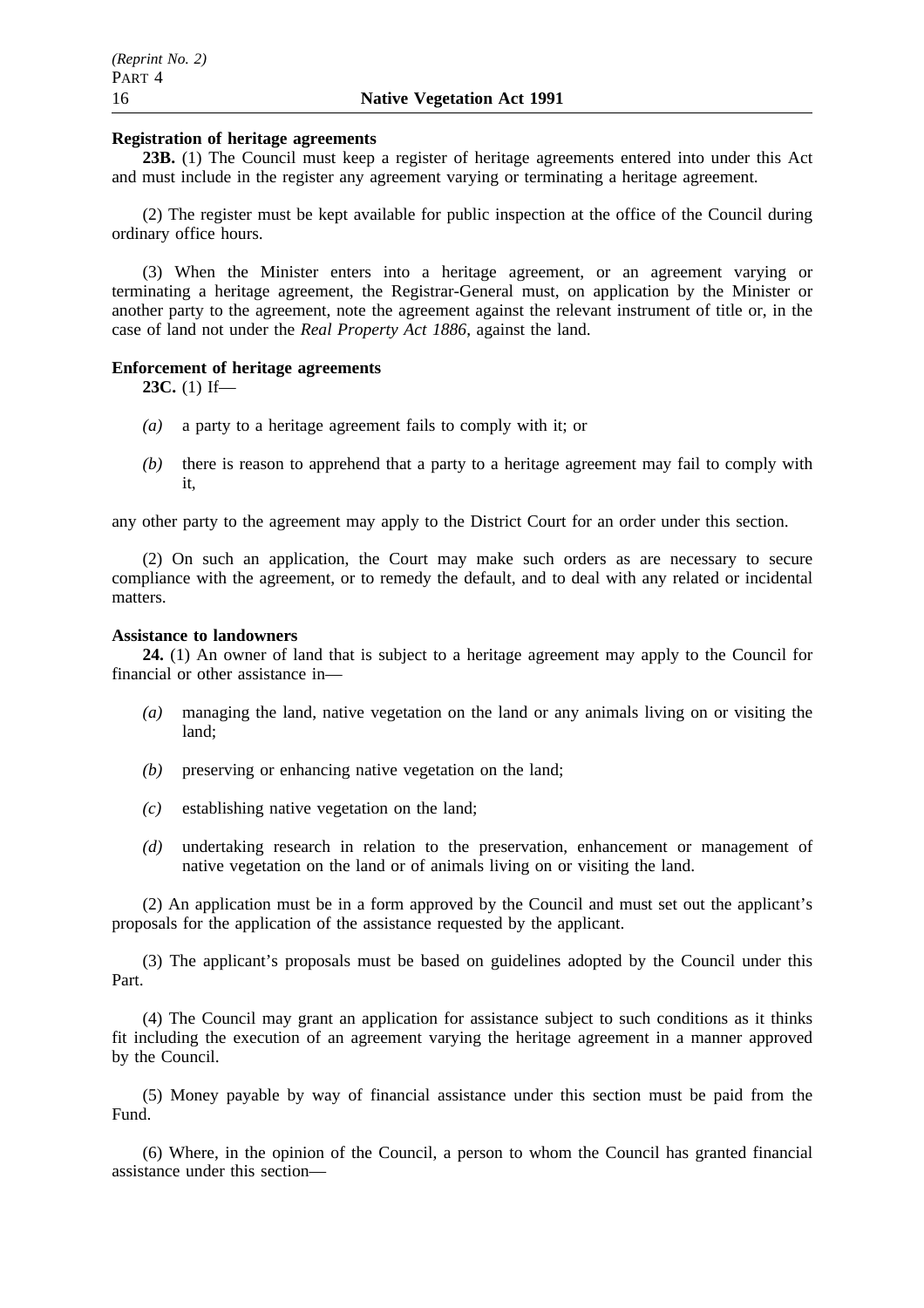**Registration of heritage agreements**

**23B.** (1) The Council must keep a register of heritage agreements entered into under this Act and must include in the register any agreement varying or terminating a heritage agreement.

(2) The register must be kept available for public inspection at the office of the Council during ordinary office hours.

(3) When the Minister enters into a heritage agreement, or an agreement varying or terminating a heritage agreement, the Registrar-General must, on application by the Minister or another party to the agreement, note the agreement against the relevant instrument of title or, in the case of land not under the *Real Property Act 1886*, against the land.

**Enforcement of heritage agreements**

**23C.** (1) If—

*(a)* a party to a heritage agreement fails to comply with it; or

*(b)* there is reason to apprehend that a party to a heritage agreement may fail to comply with it,

any other party to the agreement may apply to the District Court for an order under this section.

(2) On such an application, the Court may make such orders as are necessary to secure compliance with the agreement, or to remedy the default, and to deal with any related or incidental matters.

**Assistance to landowners**

**24.** (1) An owner of land that is subject to a heritage agreement may apply to the Council for financial or other assistance in—

*(a)* managing the land, native vegetation on the land or any animals living on or visiting the land;

*(b)* preserving or enhancing native vegetation on the land;

*(c)* establishing native vegetation on the land;

*(d)* undertaking research in relation to the preservation, enhancement or management of native vegetation on the land or of animals living on or visiting the land.

(2) An application must be in a form approved by the Council and must set out the applicant's proposals for the application of the assistance requested by the applicant.

(3) The applicant's proposals must be based on guidelines adopted by the Council under this Part.

(4) The Council may grant an application for assistance subject to such conditions as it thinks fit including the execution of an agreement varying the heritage agreement in a manner approved by the Council.

(5) Money payable by way of financial assistance under this section must be paid from the Fund.

(6) Where, in the opinion of the Council, a person to whom the Council has granted financial assistance under this section—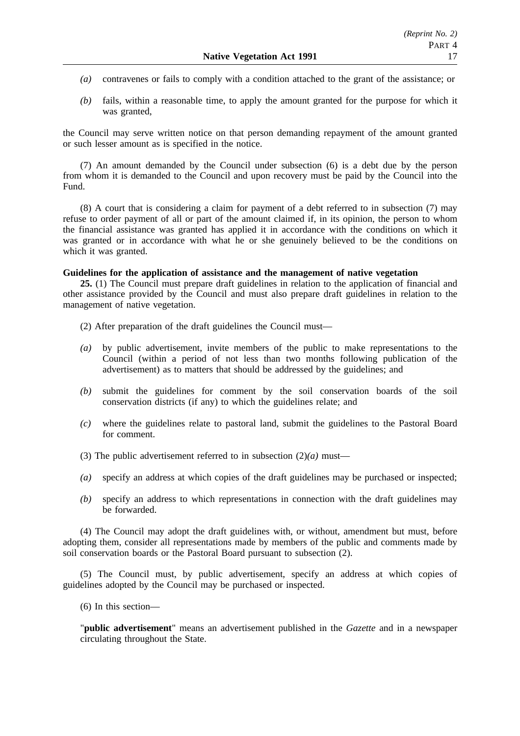*(a)* contravenes or fails to comply with a condition attached to the grant of the assistance; or

*(b)* fails, within a reasonable time, to apply the amount granted for the purpose for which it was granted,

the Council may serve written notice on that person demanding repayment of the amount granted or such lesser amount as is specified in the notice.

(7) An amount demanded by the Council under subsection (6) is a debt due by the person from whom it is demanded to the Council and upon recovery must be paid by the Council into the Fund.

(8) A court that is considering a claim for payment of a debt referred to in subsection (7) may refuse to order payment of all or part of the amount claimed if, in its opinion, the person to whom the financial assistance was granted has applied it in accordance with the conditions on which it was granted or in accordance with what he or she genuinely believed to be the conditions on which it was granted.

**Guidelines for the application of assistance and the management of native vegetation**

**25.** (1) The Council must prepare draft guidelines in relation to the application of financial and other assistance provided by the Council and must also prepare draft guidelines in relation to the management of native vegetation.

(2) After preparation of the draft guidelines the Council must—

*(a)* by public advertisement, invite members of the public to make representations to the Council (within a period of not less than two months following publication of the advertisement) as to matters that should be addressed by the guidelines; and

*(b)* submit the guidelines for comment by the soil conservation boards of the soil conservation districts (if any) to which the guidelines relate; and

*(c)* where the guidelines relate to pastoral land, submit the guidelines to the Pastoral Board for comment.

(3) The public advertisement referred to in subsection (2)*(a)* must—

*(a)* specify an address at which copies of the draft guidelines may be purchased or inspected;

*(b)* specify an address to which representations in connection with the draft guidelines may be forwarded.

(4) The Council may adopt the draft guidelines with, or without, amendment but must, before adopting them, consider all representations made by members of the public and comments made by soil conservation boards or the Pastoral Board pursuant to subsection (2).

(5) The Council must, by public advertisement, specify an address at which copies of guidelines adopted by the Council may be purchased or inspected.

(6) In this section—

"**public advertisement**" means an advertisement published in the *Gazette* and in a newspaper circulating throughout the State.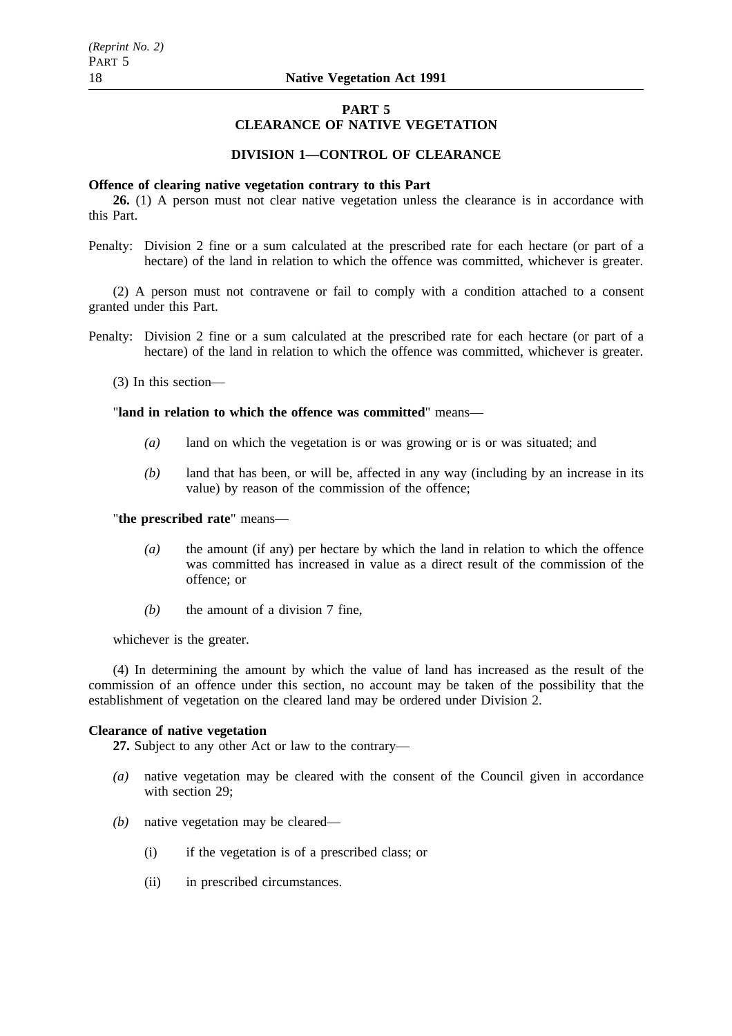## PART 5
## CLEARANCE OF NATIVE VEGETATION

### DIVISION 1—CONTROL OF CLEARANCE

**Offence of clearing native vegetation contrary to this Part**

**26.** (1) A person must not clear native vegetation unless the clearance is in accordance with this Part.

Penalty: Division 2 fine or a sum calculated at the prescribed rate for each hectare (or part of a hectare) of the land in relation to which the offence was committed, whichever is greater.

(2) A person must not contravene or fail to comply with a condition attached to a consent granted under this Part.

Penalty: Division 2 fine or a sum calculated at the prescribed rate for each hectare (or part of a hectare) of the land in relation to which the offence was committed, whichever is greater.

(3) In this section—

"**land in relation to which the offence was committed**" means—

*(a)* land on which the vegetation is or was growing or is or was situated; and

*(b)* land that has been, or will be, affected in any way (including by an increase in its value) by reason of the commission of the offence;

"**the prescribed rate**" means—

*(a)* the amount (if any) per hectare by which the land in relation to which the offence was committed has increased in value as a direct result of the commission of the offence; or

*(b)* the amount of a division 7 fine,

whichever is the greater.

(4) In determining the amount by which the value of land has increased as the result of the commission of an offence under this section, no account may be taken of the possibility that the establishment of vegetation on the cleared land may be ordered under Division 2.

**Clearance of native vegetation**

**27.** Subject to any other Act or law to the contrary—

*(a)* native vegetation may be cleared with the consent of the Council given in accordance with section 29;

*(b)* native vegetation may be cleared—

(i) if the vegetation is of a prescribed class; or

(ii) in prescribed circumstances.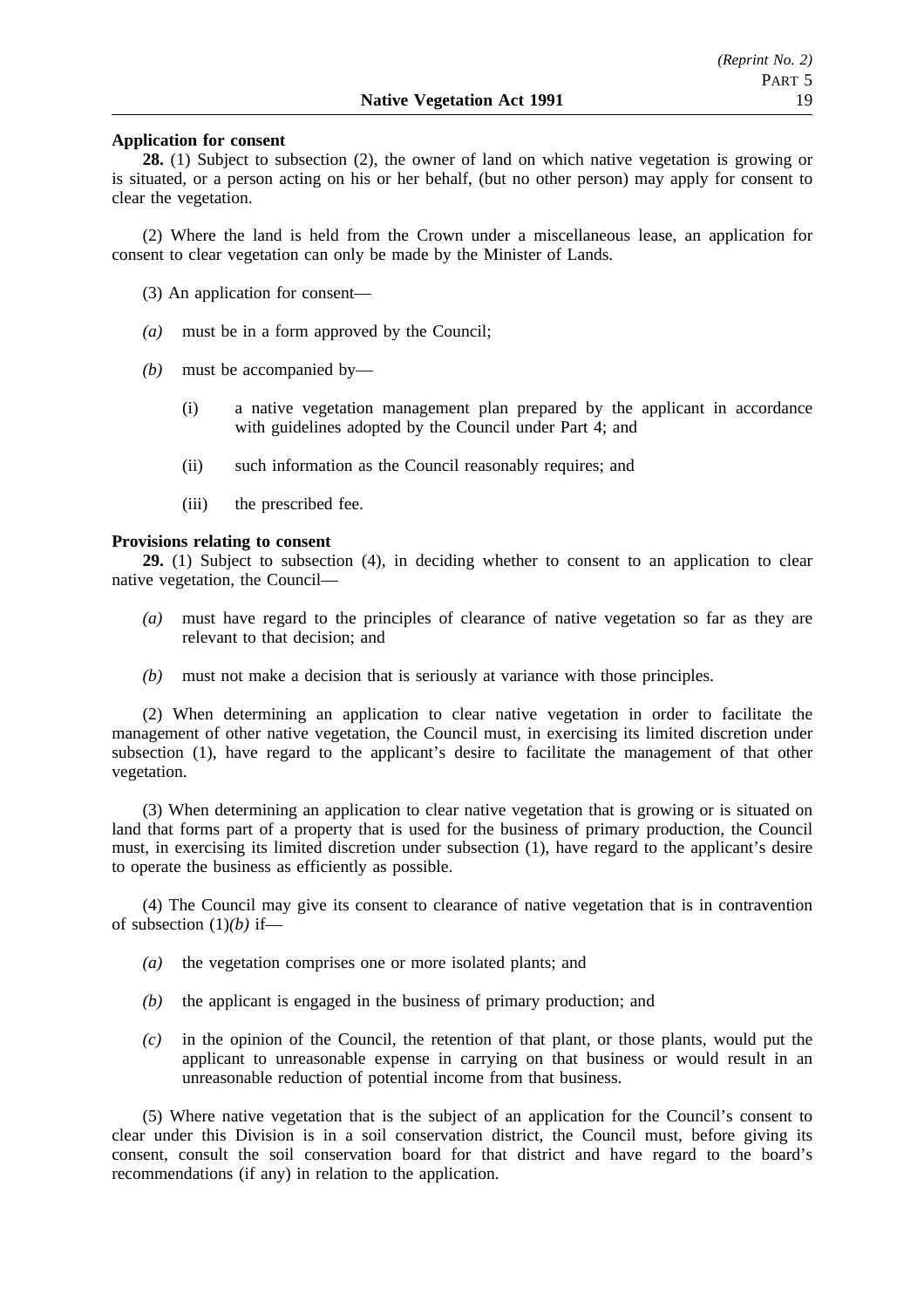**Application for consent**

**28.** (1) Subject to subsection (2), the owner of land on which native vegetation is growing or is situated, or a person acting on his or her behalf, (but no other person) may apply for consent to clear the vegetation.

(2) Where the land is held from the Crown under a miscellaneous lease, an application for consent to clear vegetation can only be made by the Minister of Lands.

(3) An application for consent—

*(a)* must be in a form approved by the Council;

*(b)* must be accompanied by—

(i) a native vegetation management plan prepared by the applicant in accordance with guidelines adopted by the Council under Part 4; and

(ii) such information as the Council reasonably requires; and

(iii) the prescribed fee.

**Provisions relating to consent**

**29.** (1) Subject to subsection (4), in deciding whether to consent to an application to clear native vegetation, the Council—

*(a)* must have regard to the principles of clearance of native vegetation so far as they are relevant to that decision; and

*(b)* must not make a decision that is seriously at variance with those principles.

(2) When determining an application to clear native vegetation in order to facilitate the management of other native vegetation, the Council must, in exercising its limited discretion under subsection (1), have regard to the applicant's desire to facilitate the management of that other vegetation.

(3) When determining an application to clear native vegetation that is growing or is situated on land that forms part of a property that is used for the business of primary production, the Council must, in exercising its limited discretion under subsection (1), have regard to the applicant's desire to operate the business as efficiently as possible.

(4) The Council may give its consent to clearance of native vegetation that is in contravention of subsection (1)*(b)* if—

*(a)* the vegetation comprises one or more isolated plants; and

*(b)* the applicant is engaged in the business of primary production; and

*(c)* in the opinion of the Council, the retention of that plant, or those plants, would put the applicant to unreasonable expense in carrying on that business or would result in an unreasonable reduction of potential income from that business.

(5) Where native vegetation that is the subject of an application for the Council's consent to clear under this Division is in a soil conservation district, the Council must, before giving its consent, consult the soil conservation board for that district and have regard to the board's recommendations (if any) in relation to the application.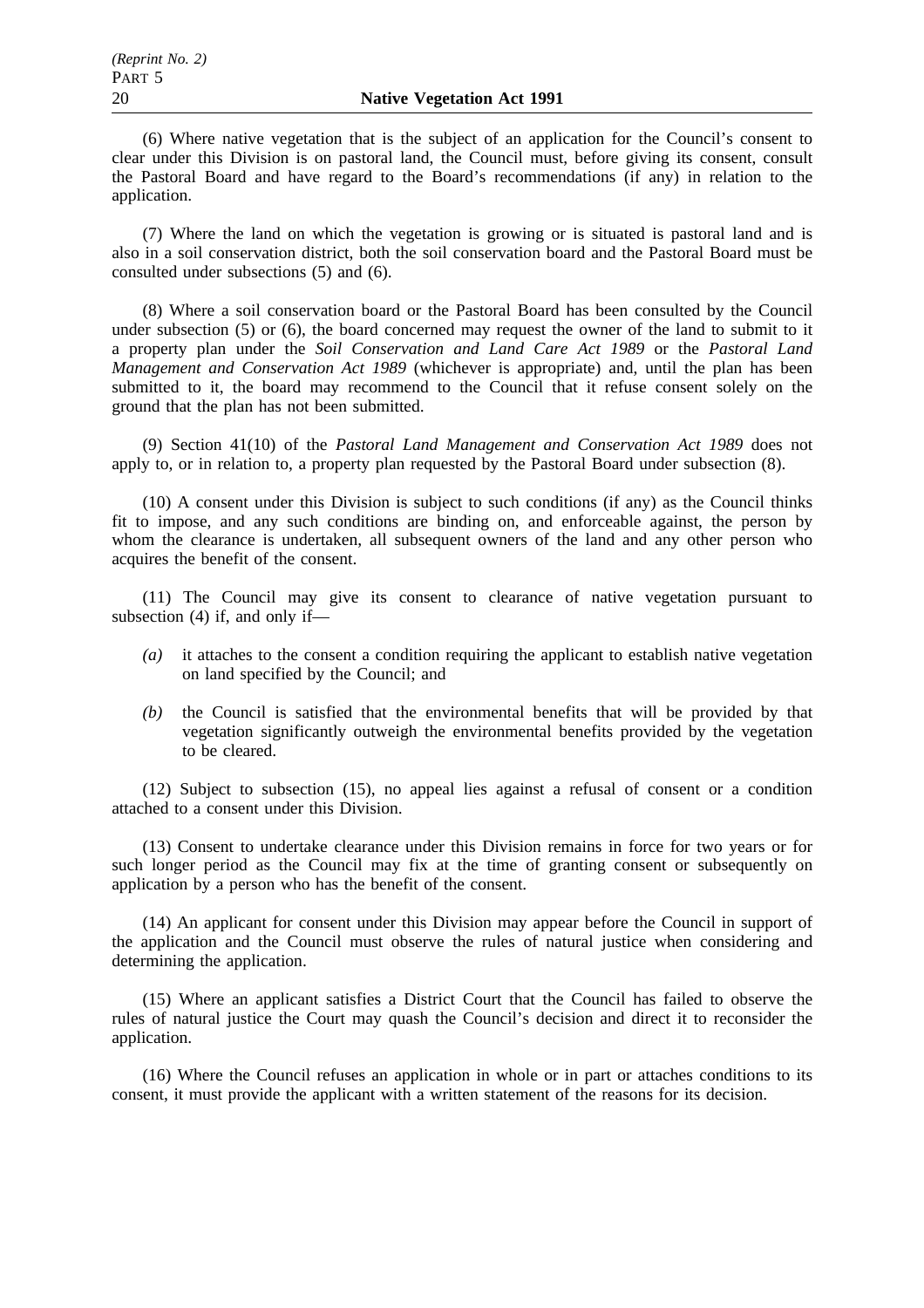(6) Where native vegetation that is the subject of an application for the Council's consent to clear under this Division is on pastoral land, the Council must, before giving its consent, consult the Pastoral Board and have regard to the Board's recommendations (if any) in relation to the application.

(7) Where the land on which the vegetation is growing or is situated is pastoral land and is also in a soil conservation district, both the soil conservation board and the Pastoral Board must be consulted under subsections (5) and (6).

(8) Where a soil conservation board or the Pastoral Board has been consulted by the Council under subsection (5) or (6), the board concerned may request the owner of the land to submit to it a property plan under the *Soil Conservation and Land Care Act 1989* or the *Pastoral Land Management and Conservation Act 1989* (whichever is appropriate) and, until the plan has been submitted to it, the board may recommend to the Council that it refuse consent solely on the ground that the plan has not been submitted.

(9) Section 41(10) of the *Pastoral Land Management and Conservation Act 1989* does not apply to, or in relation to, a property plan requested by the Pastoral Board under subsection (8).

(10) A consent under this Division is subject to such conditions (if any) as the Council thinks fit to impose, and any such conditions are binding on, and enforceable against, the person by whom the clearance is undertaken, all subsequent owners of the land and any other person who acquires the benefit of the consent.

(11) The Council may give its consent to clearance of native vegetation pursuant to subsection (4) if, and only if—

- *(a)* it attaches to the consent a condition requiring the applicant to establish native vegetation on land specified by the Council; and
- *(b)* the Council is satisfied that the environmental benefits that will be provided by that vegetation significantly outweigh the environmental benefits provided by the vegetation to be cleared.

(12) Subject to subsection (15), no appeal lies against a refusal of consent or a condition attached to a consent under this Division.

(13) Consent to undertake clearance under this Division remains in force for two years or for such longer period as the Council may fix at the time of granting consent or subsequently on application by a person who has the benefit of the consent.

(14) An applicant for consent under this Division may appear before the Council in support of the application and the Council must observe the rules of natural justice when considering and determining the application.

(15) Where an applicant satisfies a District Court that the Council has failed to observe the rules of natural justice the Court may quash the Council's decision and direct it to reconsider the application.

(16) Where the Council refuses an application in whole or in part or attaches conditions to its consent, it must provide the applicant with a written statement of the reasons for its decision.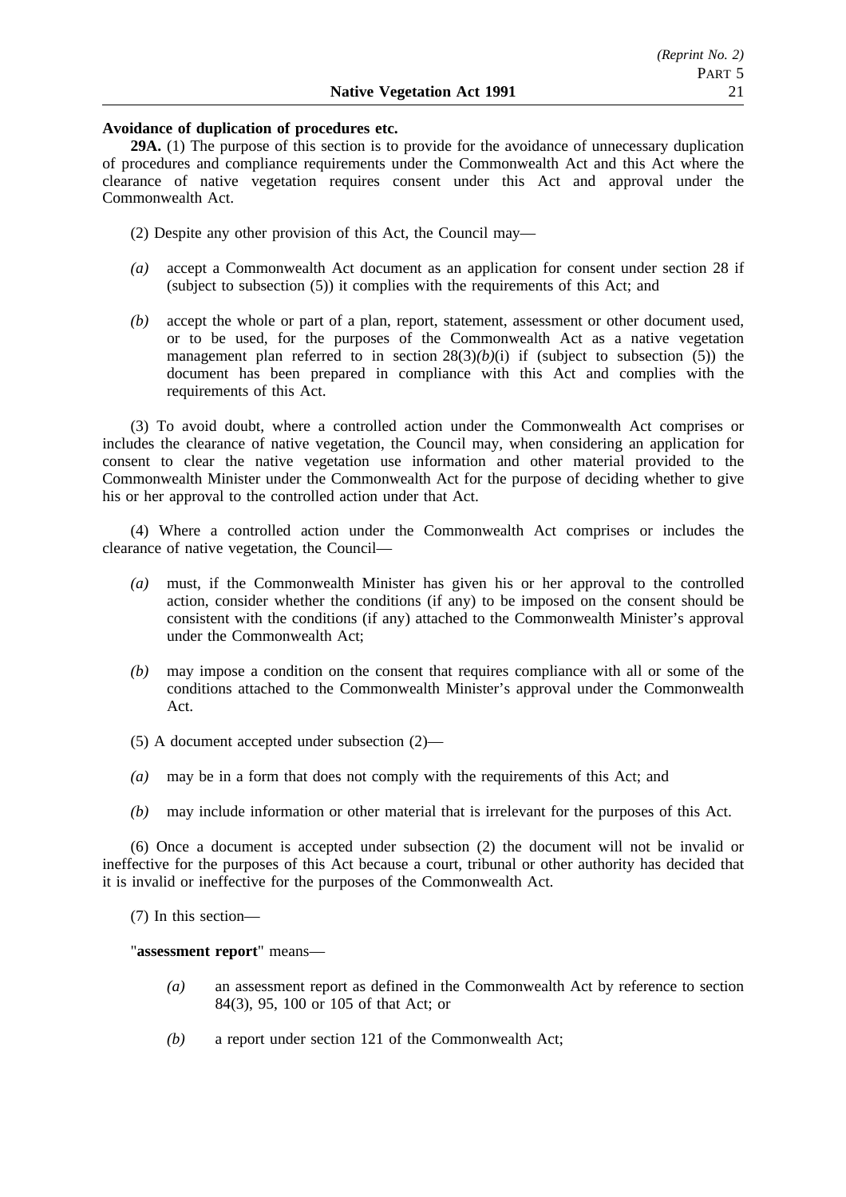**Avoidance of duplication of procedures etc.**

**29A.** (1) The purpose of this section is to provide for the avoidance of unnecessary duplication of procedures and compliance requirements under the Commonwealth Act and this Act where the clearance of native vegetation requires consent under this Act and approval under the Commonwealth Act.

(2) Despite any other provision of this Act, the Council may—

*(a)* accept a Commonwealth Act document as an application for consent under section 28 if (subject to subsection (5)) it complies with the requirements of this Act; and

*(b)* accept the whole or part of a plan, report, statement, assessment or other document used, or to be used, for the purposes of the Commonwealth Act as a native vegetation management plan referred to in section 28(3)*(b)*(i) if (subject to subsection (5)) the document has been prepared in compliance with this Act and complies with the requirements of this Act.

(3) To avoid doubt, where a controlled action under the Commonwealth Act comprises or includes the clearance of native vegetation, the Council may, when considering an application for consent to clear the native vegetation use information and other material provided to the Commonwealth Minister under the Commonwealth Act for the purpose of deciding whether to give his or her approval to the controlled action under that Act.

(4) Where a controlled action under the Commonwealth Act comprises or includes the clearance of native vegetation, the Council—

*(a)* must, if the Commonwealth Minister has given his or her approval to the controlled action, consider whether the conditions (if any) to be imposed on the consent should be consistent with the conditions (if any) attached to the Commonwealth Minister's approval under the Commonwealth Act;

*(b)* may impose a condition on the consent that requires compliance with all or some of the conditions attached to the Commonwealth Minister's approval under the Commonwealth Act.

(5) A document accepted under subsection (2)—

*(a)* may be in a form that does not comply with the requirements of this Act; and

*(b)* may include information or other material that is irrelevant for the purposes of this Act.

(6) Once a document is accepted under subsection (2) the document will not be invalid or ineffective for the purposes of this Act because a court, tribunal or other authority has decided that it is invalid or ineffective for the purposes of the Commonwealth Act.

(7) In this section—

"**assessment report**" means—

*(a)* an assessment report as defined in the Commonwealth Act by reference to section 84(3), 95, 100 or 105 of that Act; or

*(b)* a report under section 121 of the Commonwealth Act;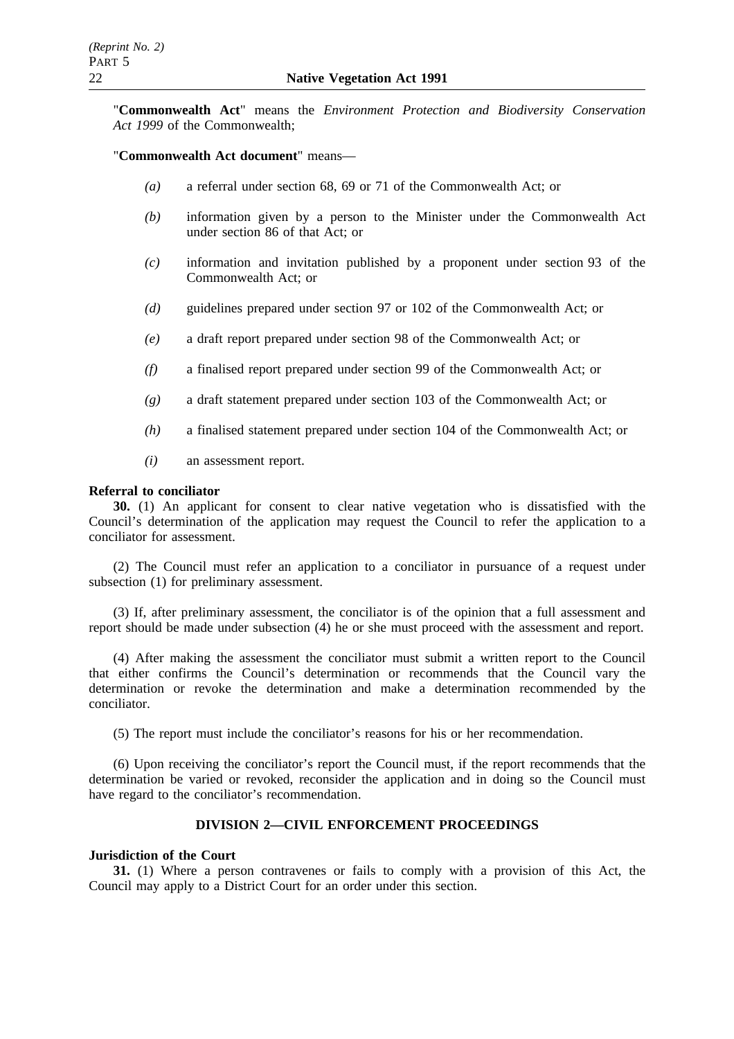"**Commonwealth Act**" means the *Environment Protection and Biodiversity Conservation Act 1999* of the Commonwealth;

"**Commonwealth Act document**" means—

*(a)* a referral under section 68, 69 or 71 of the Commonwealth Act; or

*(b)* information given by a person to the Minister under the Commonwealth Act under section 86 of that Act; or

*(c)* information and invitation published by a proponent under section 93 of the Commonwealth Act; or

*(d)* guidelines prepared under section 97 or 102 of the Commonwealth Act; or

*(e)* a draft report prepared under section 98 of the Commonwealth Act; or

*(f)* a finalised report prepared under section 99 of the Commonwealth Act; or

*(g)* a draft statement prepared under section 103 of the Commonwealth Act; or

*(h)* a finalised statement prepared under section 104 of the Commonwealth Act; or

*(i)* an assessment report.

**Referral to conciliator**

**30.** (1) An applicant for consent to clear native vegetation who is dissatisfied with the Council's determination of the application may request the Council to refer the application to a conciliator for assessment.

(2) The Council must refer an application to a conciliator in pursuance of a request under subsection (1) for preliminary assessment.

(3) If, after preliminary assessment, the conciliator is of the opinion that a full assessment and report should be made under subsection (4) he or she must proceed with the assessment and report.

(4) After making the assessment the conciliator must submit a written report to the Council that either confirms the Council's determination or recommends that the Council vary the determination or revoke the determination and make a determination recommended by the conciliator.

(5) The report must include the conciliator's reasons for his or her recommendation.

(6) Upon receiving the conciliator's report the Council must, if the report recommends that the determination be varied or revoked, reconsider the application and in doing so the Council must have regard to the conciliator's recommendation.

## DIVISION 2—CIVIL ENFORCEMENT PROCEEDINGS

**Jurisdiction of the Court**

**31.** (1) Where a person contravenes or fails to comply with a provision of this Act, the Council may apply to a District Court for an order under this section.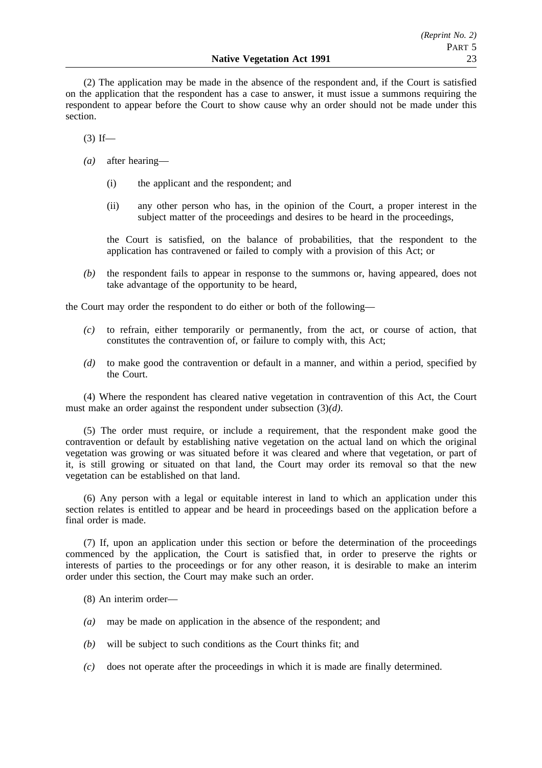(2) The application may be made in the absence of the respondent and, if the Court is satisfied on the application that the respondent has a case to answer, it must issue a summons requiring the respondent to appear before the Court to show cause why an order should not be made under this section.

(3) If—

*(a)* after hearing—

(i) the applicant and the respondent; and

(ii) any other person who has, in the opinion of the Court, a proper interest in the subject matter of the proceedings and desires to be heard in the proceedings,

the Court is satisfied, on the balance of probabilities, that the respondent to the application has contravened or failed to comply with a provision of this Act; or

*(b)* the respondent fails to appear in response to the summons or, having appeared, does not take advantage of the opportunity to be heard,

the Court may order the respondent to do either or both of the following—

*(c)* to refrain, either temporarily or permanently, from the act, or course of action, that constitutes the contravention of, or failure to comply with, this Act;

*(d)* to make good the contravention or default in a manner, and within a period, specified by the Court.

(4) Where the respondent has cleared native vegetation in contravention of this Act, the Court must make an order against the respondent under subsection (3)*(d)*.

(5) The order must require, or include a requirement, that the respondent make good the contravention or default by establishing native vegetation on the actual land on which the original vegetation was growing or was situated before it was cleared and where that vegetation, or part of it, is still growing or situated on that land, the Court may order its removal so that the new vegetation can be established on that land.

(6) Any person with a legal or equitable interest in land to which an application under this section relates is entitled to appear and be heard in proceedings based on the application before a final order is made.

(7) If, upon an application under this section or before the determination of the proceedings commenced by the application, the Court is satisfied that, in order to preserve the rights or interests of parties to the proceedings or for any other reason, it is desirable to make an interim order under this section, the Court may make such an order.

(8) An interim order—

*(a)* may be made on application in the absence of the respondent; and

*(b)* will be subject to such conditions as the Court thinks fit; and

*(c)* does not operate after the proceedings in which it is made are finally determined.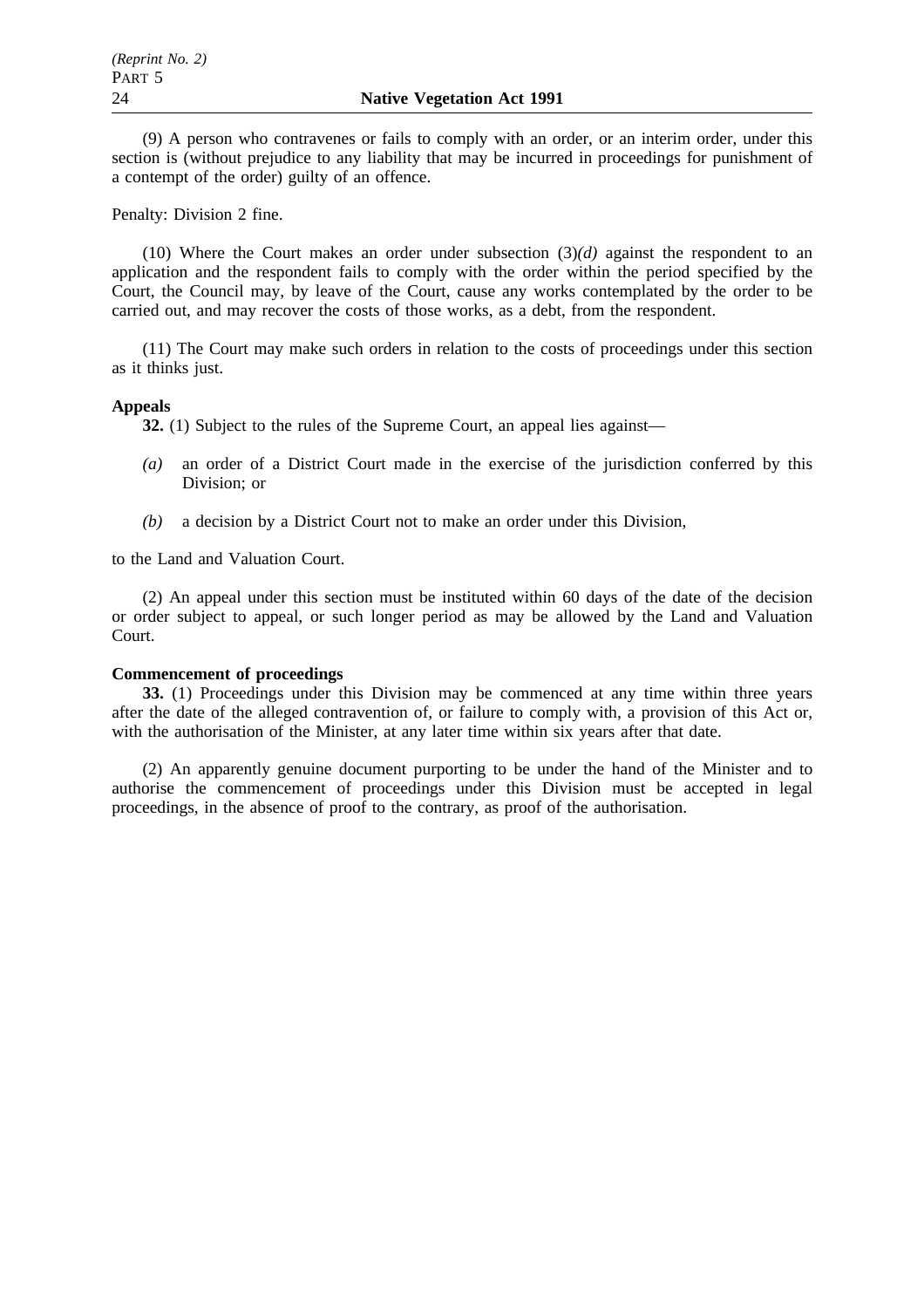(9) A person who contravenes or fails to comply with an order, or an interim order, under this section is (without prejudice to any liability that may be incurred in proceedings for punishment of a contempt of the order) guilty of an offence.

Penalty: Division 2 fine.

(10) Where the Court makes an order under subsection (3)*(d)* against the respondent to an application and the respondent fails to comply with the order within the period specified by the Court, the Council may, by leave of the Court, cause any works contemplated by the order to be carried out, and may recover the costs of those works, as a debt, from the respondent.

(11) The Court may make such orders in relation to the costs of proceedings under this section as it thinks just.

**Appeals**

**32.** (1) Subject to the rules of the Supreme Court, an appeal lies against—

*(a)* an order of a District Court made in the exercise of the jurisdiction conferred by this Division; or

*(b)* a decision by a District Court not to make an order under this Division,

to the Land and Valuation Court.

(2) An appeal under this section must be instituted within 60 days of the date of the decision or order subject to appeal, or such longer period as may be allowed by the Land and Valuation Court.

**Commencement of proceedings**

**33.** (1) Proceedings under this Division may be commenced at any time within three years after the date of the alleged contravention of, or failure to comply with, a provision of this Act or, with the authorisation of the Minister, at any later time within six years after that date.

(2) An apparently genuine document purporting to be under the hand of the Minister and to authorise the commencement of proceedings under this Division must be accepted in legal proceedings, in the absence of proof to the contrary, as proof of the authorisation.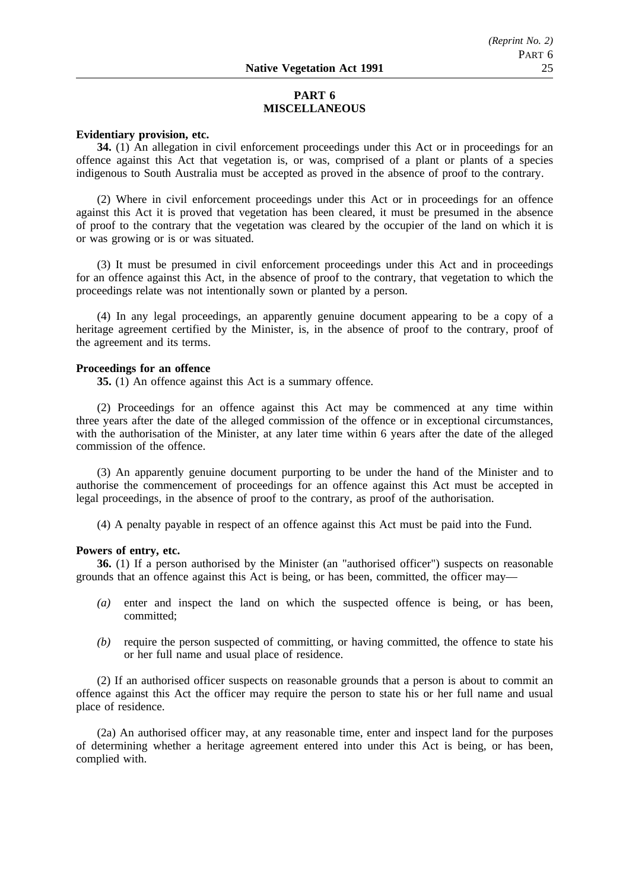## PART 6
## MISCELLANEOUS

**Evidentiary provision, etc.**

**34.** (1) An allegation in civil enforcement proceedings under this Act or in proceedings for an offence against this Act that vegetation is, or was, comprised of a plant or plants of a species indigenous to South Australia must be accepted as proved in the absence of proof to the contrary.

(2) Where in civil enforcement proceedings under this Act or in proceedings for an offence against this Act it is proved that vegetation has been cleared, it must be presumed in the absence of proof to the contrary that the vegetation was cleared by the occupier of the land on which it is or was growing or is or was situated.

(3) It must be presumed in civil enforcement proceedings under this Act and in proceedings for an offence against this Act, in the absence of proof to the contrary, that vegetation to which the proceedings relate was not intentionally sown or planted by a person.

(4) In any legal proceedings, an apparently genuine document appearing to be a copy of a heritage agreement certified by the Minister, is, in the absence of proof to the contrary, proof of the agreement and its terms.

**Proceedings for an offence**

**35.** (1) An offence against this Act is a summary offence.

(2) Proceedings for an offence against this Act may be commenced at any time within three years after the date of the alleged commission of the offence or in exceptional circumstances, with the authorisation of the Minister, at any later time within 6 years after the date of the alleged commission of the offence.

(3) An apparently genuine document purporting to be under the hand of the Minister and to authorise the commencement of proceedings for an offence against this Act must be accepted in legal proceedings, in the absence of proof to the contrary, as proof of the authorisation.

(4) A penalty payable in respect of an offence against this Act must be paid into the Fund.

**Powers of entry, etc.**

**36.** (1) If a person authorised by the Minister (an "authorised officer") suspects on reasonable grounds that an offence against this Act is being, or has been, committed, the officer may—

*(a)* enter and inspect the land on which the suspected offence is being, or has been, committed;

*(b)* require the person suspected of committing, or having committed, the offence to state his or her full name and usual place of residence.

(2) If an authorised officer suspects on reasonable grounds that a person is about to commit an offence against this Act the officer may require the person to state his or her full name and usual place of residence.

(2a) An authorised officer may, at any reasonable time, enter and inspect land for the purposes of determining whether a heritage agreement entered into under this Act is being, or has been, complied with.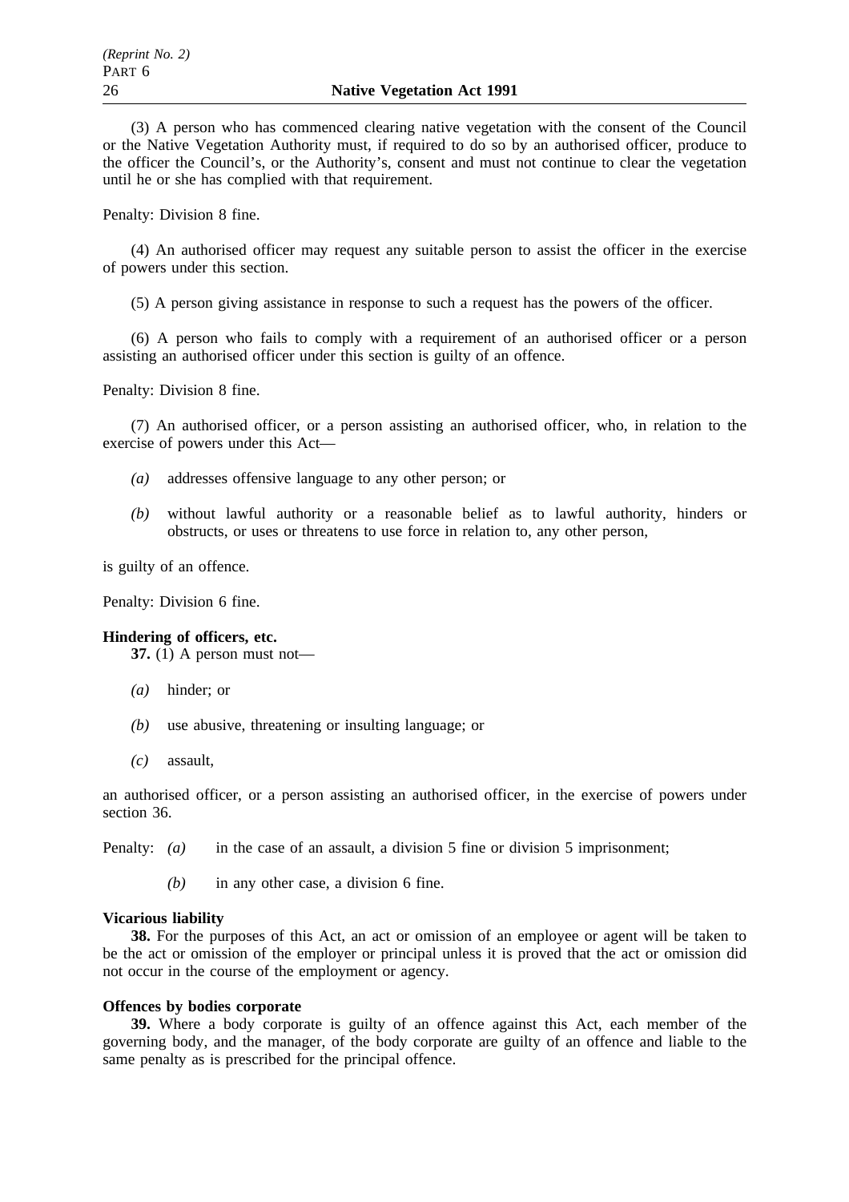(3) A person who has commenced clearing native vegetation with the consent of the Council or the Native Vegetation Authority must, if required to do so by an authorised officer, produce to the officer the Council's, or the Authority's, consent and must not continue to clear the vegetation until he or she has complied with that requirement.

Penalty: Division 8 fine.

(4) An authorised officer may request any suitable person to assist the officer in the exercise of powers under this section.

(5) A person giving assistance in response to such a request has the powers of the officer.

(6) A person who fails to comply with a requirement of an authorised officer or a person assisting an authorised officer under this section is guilty of an offence.

Penalty: Division 8 fine.

(7) An authorised officer, or a person assisting an authorised officer, who, in relation to the exercise of powers under this Act—

*(a)* addresses offensive language to any other person; or

*(b)* without lawful authority or a reasonable belief as to lawful authority, hinders or obstructs, or uses or threatens to use force in relation to, any other person,

is guilty of an offence.

Penalty: Division 6 fine.

**Hindering of officers, etc.**

**37.** (1) A person must not—

*(a)* hinder; or

*(b)* use abusive, threatening or insulting language; or

*(c)* assault,

an authorised officer, or a person assisting an authorised officer, in the exercise of powers under section 36.

Penalty: *(a)* in the case of an assault, a division 5 fine or division 5 imprisonment;

*(b)* in any other case, a division 6 fine.

**Vicarious liability**

**38.** For the purposes of this Act, an act or omission of an employee or agent will be taken to be the act or omission of the employer or principal unless it is proved that the act or omission did not occur in the course of the employment or agency.

**Offences by bodies corporate**

**39.** Where a body corporate is guilty of an offence against this Act, each member of the governing body, and the manager, of the body corporate are guilty of an offence and liable to the same penalty as is prescribed for the principal offence.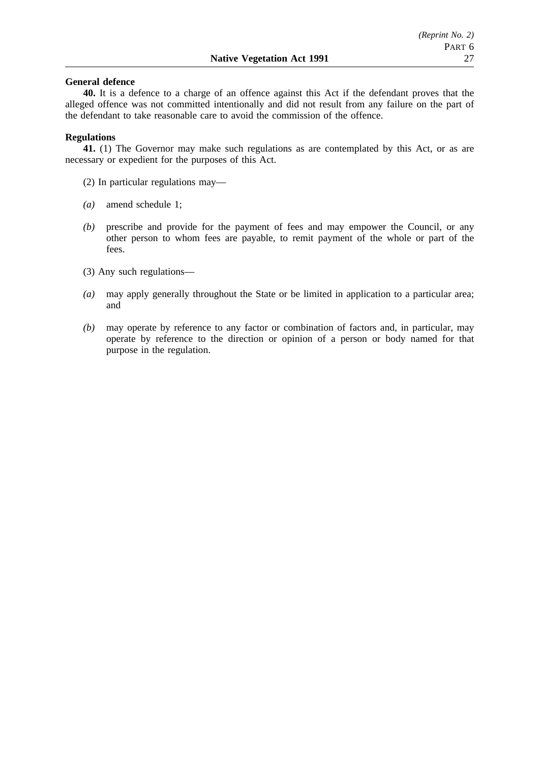**General defence**

**40.** It is a defence to a charge of an offence against this Act if the defendant proves that the alleged offence was not committed intentionally and did not result from any failure on the part of the defendant to take reasonable care to avoid the commission of the offence.

**Regulations**

**41.** (1) The Governor may make such regulations as are contemplated by this Act, or as are necessary or expedient for the purposes of this Act.

(2) In particular regulations may—

*(a)* amend schedule 1;

*(b)* prescribe and provide for the payment of fees and may empower the Council, or any other person to whom fees are payable, to remit payment of the whole or part of the fees.

(3) Any such regulations—

*(a)* may apply generally throughout the State or be limited in application to a particular area; and

*(b)* may operate by reference to any factor or combination of factors and, in particular, may operate by reference to the direction or opinion of a person or body named for that purpose in the regulation.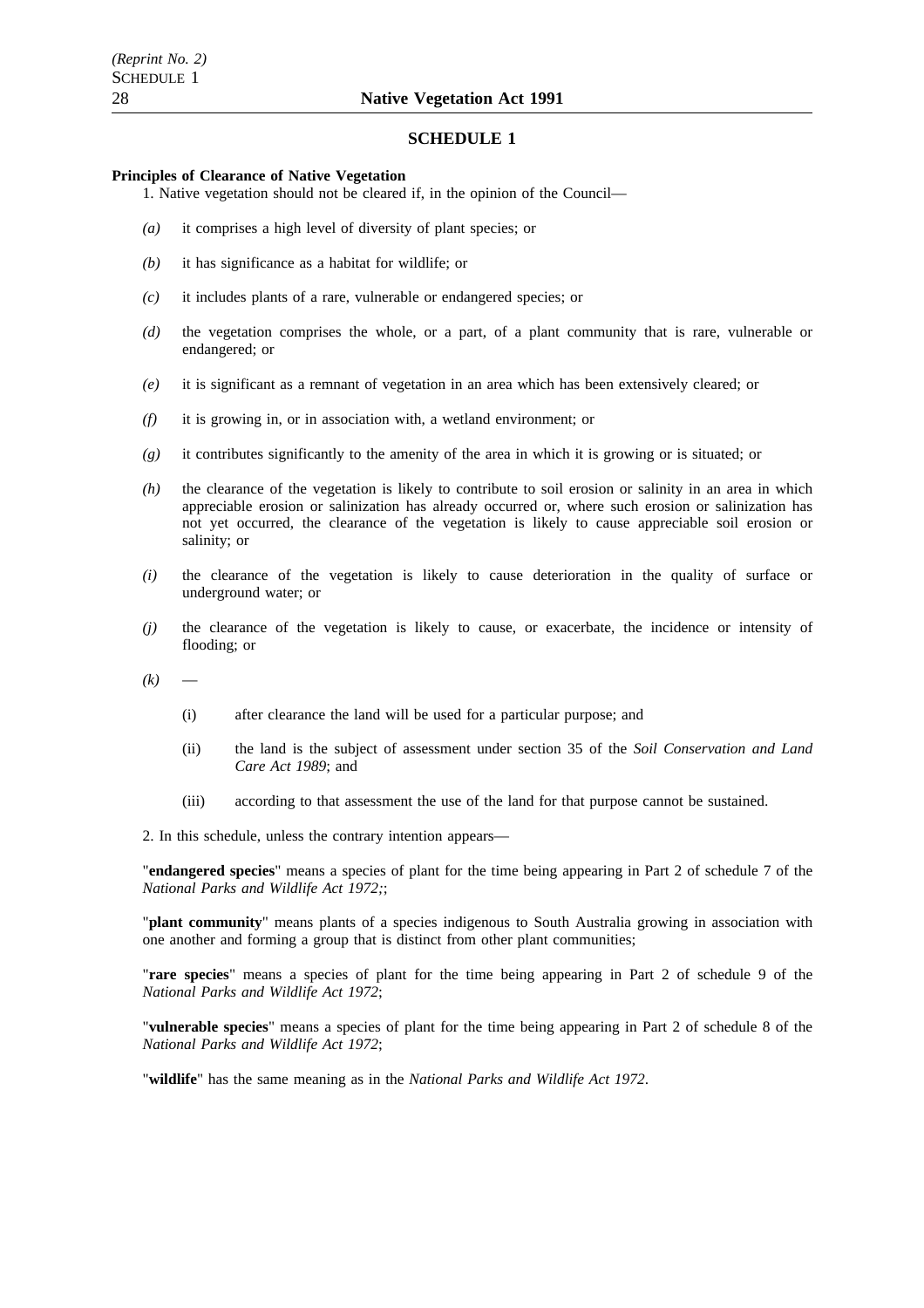# SCHEDULE 1

**Principles of Clearance of Native Vegetation**

1. Native vegetation should not be cleared if, in the opinion of the Council—

*(a)* it comprises a high level of diversity of plant species; or

*(b)* it has significance as a habitat for wildlife; or

*(c)* it includes plants of a rare, vulnerable or endangered species; or

*(d)* the vegetation comprises the whole, or a part, of a plant community that is rare, vulnerable or endangered; or

*(e)* it is significant as a remnant of vegetation in an area which has been extensively cleared; or

*(f)* it is growing in, or in association with, a wetland environment; or

*(g)* it contributes significantly to the amenity of the area in which it is growing or is situated; or

*(h)* the clearance of the vegetation is likely to contribute to soil erosion or salinity in an area in which appreciable erosion or salinization has already occurred or, where such erosion or salinization has not yet occurred, the clearance of the vegetation is likely to cause appreciable soil erosion or salinity; or

*(i)* the clearance of the vegetation is likely to cause deterioration in the quality of surface or underground water; or

*(j)* the clearance of the vegetation is likely to cause, or exacerbate, the incidence or intensity of flooding; or

*(k)* —

(i) after clearance the land will be used for a particular purpose; and

(ii) the land is the subject of assessment under section 35 of the *Soil Conservation and Land Care Act 1989*; and

(iii) according to that assessment the use of the land for that purpose cannot be sustained.

2. In this schedule, unless the contrary intention appears—

"**endangered species**" means a species of plant for the time being appearing in Part 2 of schedule 7 of the *National Parks and Wildlife Act 1972;*;

"**plant community**" means plants of a species indigenous to South Australia growing in association with one another and forming a group that is distinct from other plant communities;

"**rare species**" means a species of plant for the time being appearing in Part 2 of schedule 9 of the *National Parks and Wildlife Act 1972*;

"**vulnerable species**" means a species of plant for the time being appearing in Part 2 of schedule 8 of the *National Parks and Wildlife Act 1972*;

"**wildlife**" has the same meaning as in the *National Parks and Wildlife Act 1972*.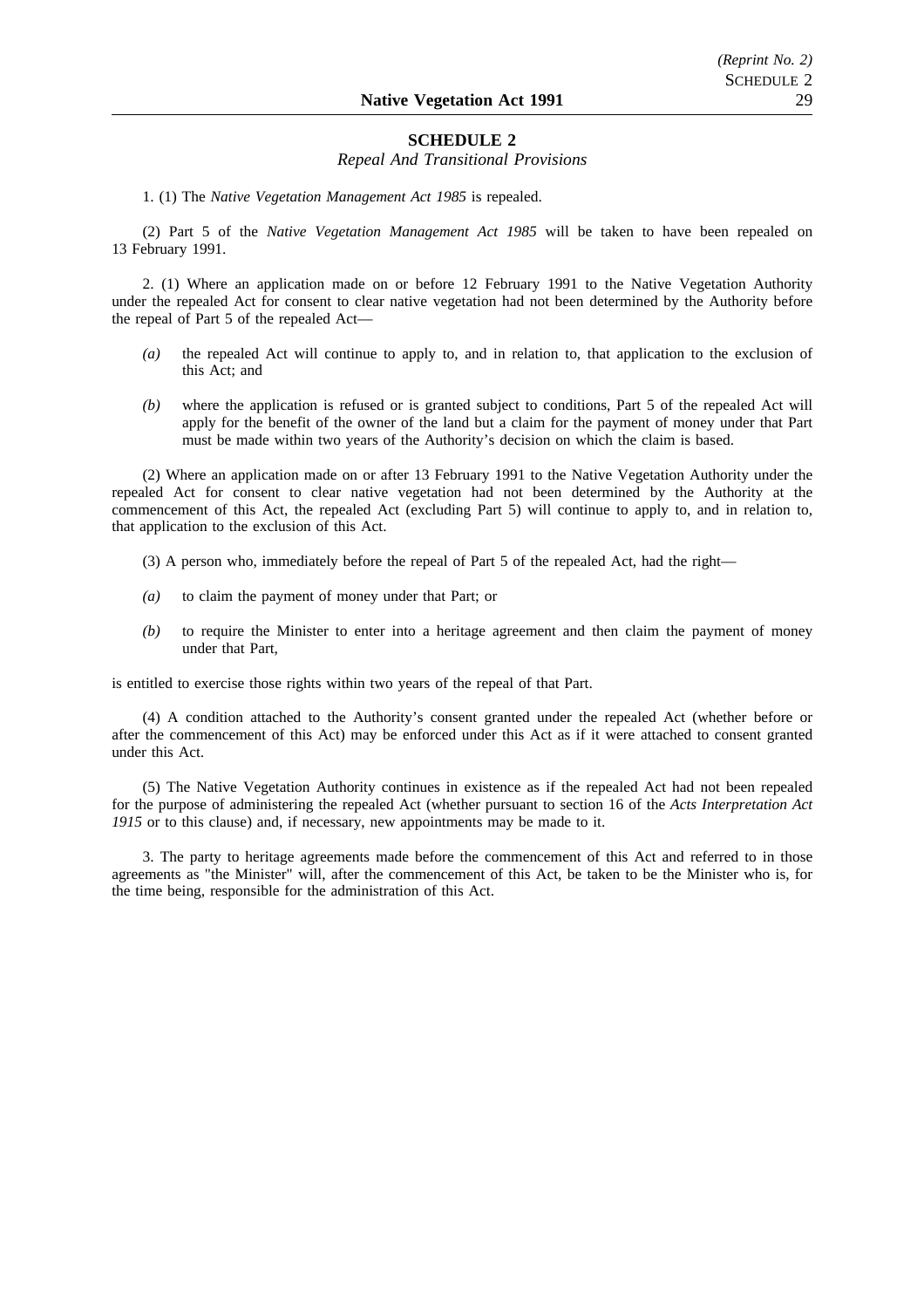## SCHEDULE 2

*Repeal And Transitional Provisions*

1. (1) The *Native Vegetation Management Act 1985* is repealed.

(2) Part 5 of the *Native Vegetation Management Act 1985* will be taken to have been repealed on 13 February 1991.

2. (1) Where an application made on or before 12 February 1991 to the Native Vegetation Authority under the repealed Act for consent to clear native vegetation had not been determined by the Authority before the repeal of Part 5 of the repealed Act—

*(a)* the repealed Act will continue to apply to, and in relation to, that application to the exclusion of this Act; and

*(b)* where the application is refused or is granted subject to conditions, Part 5 of the repealed Act will apply for the benefit of the owner of the land but a claim for the payment of money under that Part must be made within two years of the Authority's decision on which the claim is based.

(2) Where an application made on or after 13 February 1991 to the Native Vegetation Authority under the repealed Act for consent to clear native vegetation had not been determined by the Authority at the commencement of this Act, the repealed Act (excluding Part 5) will continue to apply to, and in relation to, that application to the exclusion of this Act.

(3) A person who, immediately before the repeal of Part 5 of the repealed Act, had the right—

*(a)* to claim the payment of money under that Part; or

*(b)* to require the Minister to enter into a heritage agreement and then claim the payment of money under that Part,

is entitled to exercise those rights within two years of the repeal of that Part.

(4) A condition attached to the Authority's consent granted under the repealed Act (whether before or after the commencement of this Act) may be enforced under this Act as if it were attached to consent granted under this Act.

(5) The Native Vegetation Authority continues in existence as if the repealed Act had not been repealed for the purpose of administering the repealed Act (whether pursuant to section 16 of the *Acts Interpretation Act 1915* or to this clause) and, if necessary, new appointments may be made to it.

3. The party to heritage agreements made before the commencement of this Act and referred to in those agreements as "the Minister" will, after the commencement of this Act, be taken to be the Minister who is, for the time being, responsible for the administration of this Act.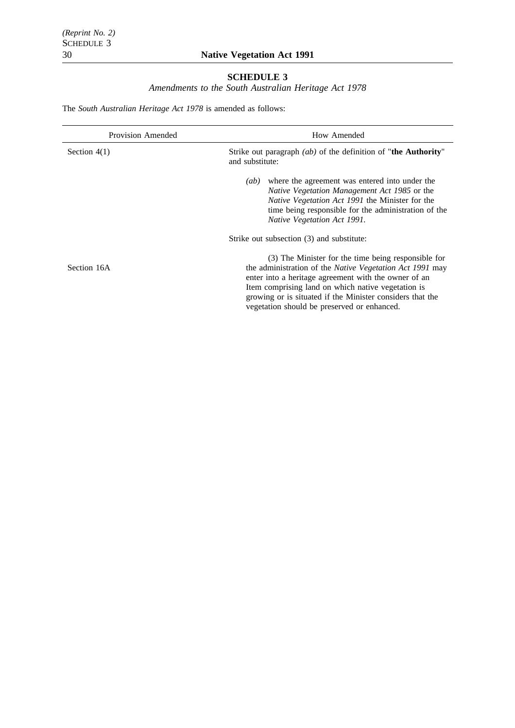## SCHEDULE 3

*Amendments to the South Australian Heritage Act 1978*

The *South Australian Heritage Act 1978* is amended as follows:

| Provision Amended | How Amended |
|---|---|
| Section 4(1) | Strike out paragraph *(ab)* of the definition of "**the Authority**" and substitute:<br><br>*(ab)* where the agreement was entered into under the *Native Vegetation Management Act 1985* or the *Native Vegetation Act 1991* the Minister for the time being responsible for the administration of the *Native Vegetation Act 1991*.<br><br>Strike out subsection (3) and substitute: |
| Section 16A | (3) The Minister for the time being responsible for the administration of the *Native Vegetation Act 1991* may enter into a heritage agreement with the owner of an Item comprising land on which native vegetation is growing or is situated if the Minister considers that the vegetation should be preserved or enhanced. |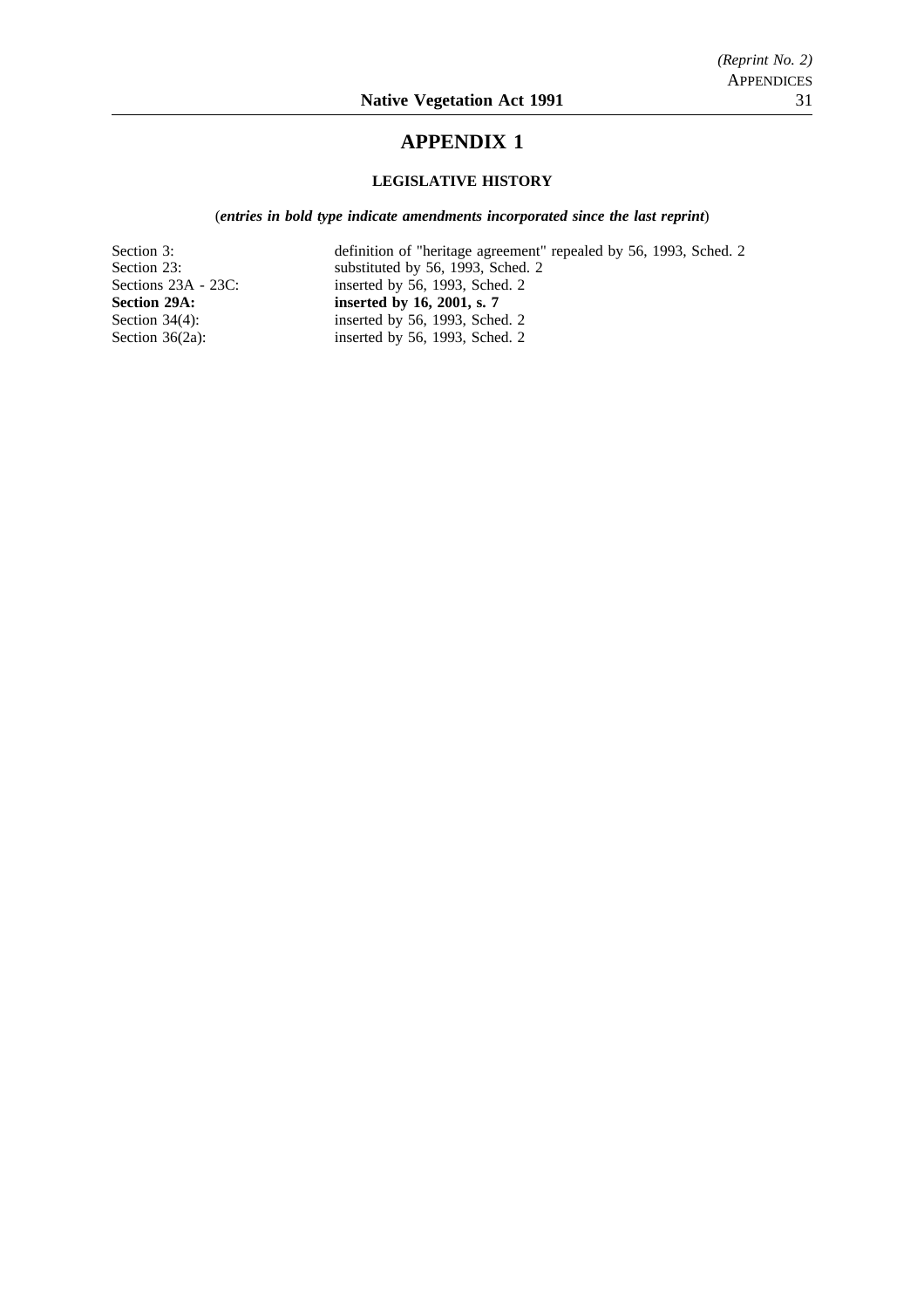# APPENDIX 1

## LEGISLATIVE HISTORY

(***entries in bold type indicate amendments incorporated since the last reprint***)

| | |
|---|---|
| Section 3: | definition of "heritage agreement" repealed by 56, 1993, Sched. 2 |
| Section 23: | substituted by 56, 1993, Sched. 2 |
| Sections 23A - 23C: | inserted by 56, 1993, Sched. 2 |
| **Section 29A:** | **inserted by 16, 2001, s. 7** |
| Section 34(4): | inserted by 56, 1993, Sched. 2 |
| Section 36(2a): | inserted by 56, 1993, Sched. 2 |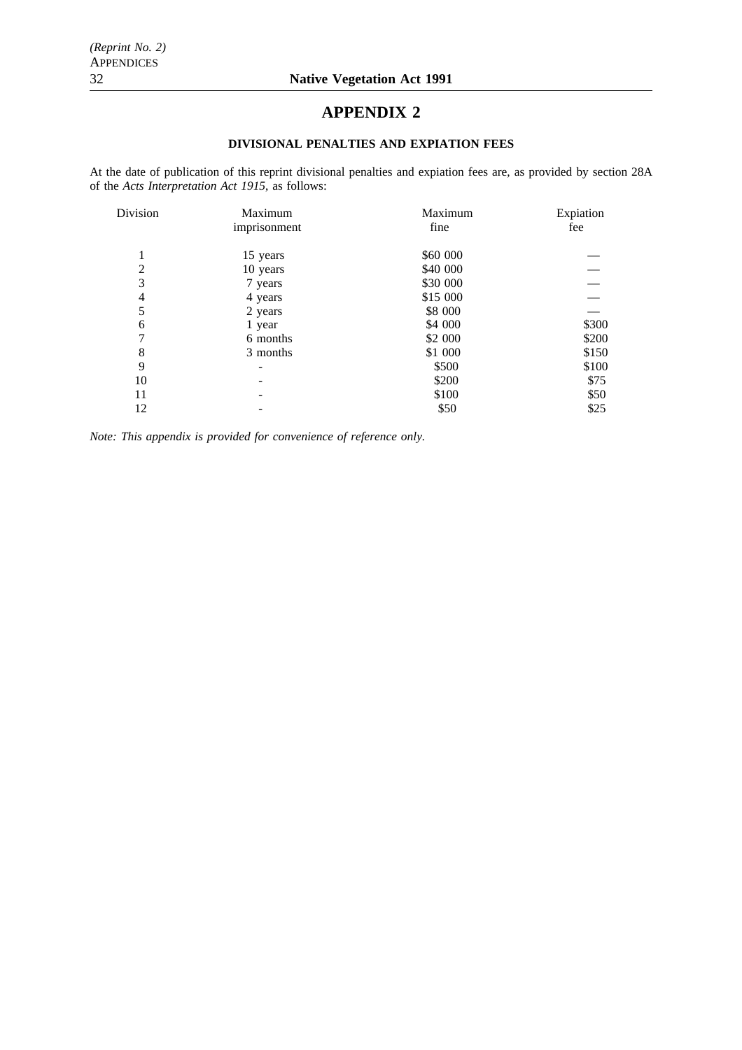# APPENDIX 2

## DIVISIONAL PENALTIES AND EXPIATION FEES

At the date of publication of this reprint divisional penalties and expiation fees are, as provided by section 28A of the *Acts Interpretation Act 1915*, as follows:

| Division | Maximum imprisonment | Maximum fine | Expiation fee |
|---|---|---|---|
| 1 | 15 years | $60 000 | — |
| 2 | 10 years | $40 000 | — |
| 3 | 7 years | $30 000 | — |
| 4 | 4 years | $15 000 | — |
| 5 | 2 years | $8 000 | — |
| 6 | 1 year | $4 000 | $300 |
| 7 | 6 months | $2 000 | $200 |
| 8 | 3 months | $1 000 | $150 |
| 9 | - | $500 | $100 |
| 10 | - | $200 | $75 |
| 11 | - | $100 | $50 |
| 12 | - | $50 | $25 |

*Note: This appendix is provided for convenience of reference only.*